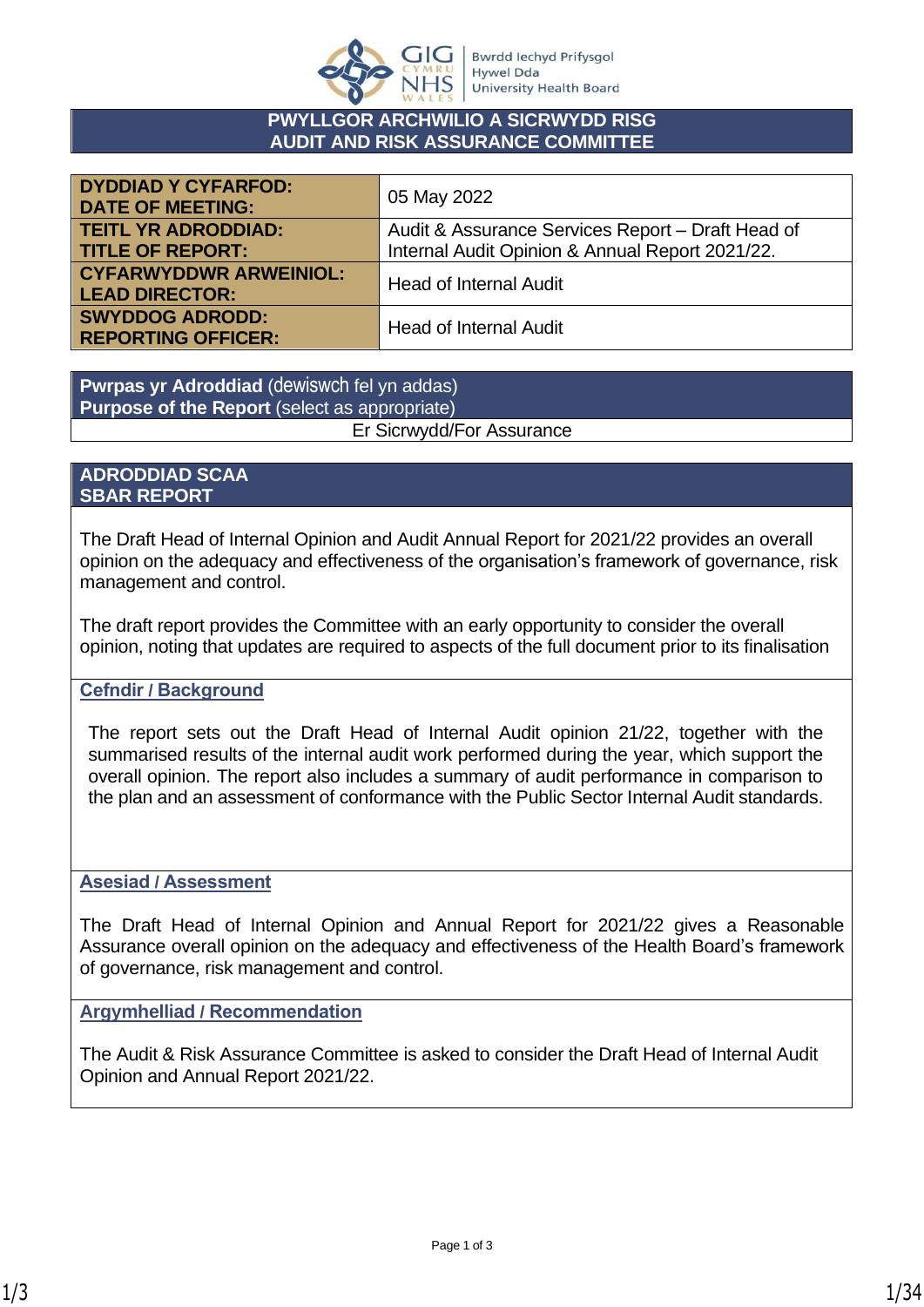GIG CYMRU NHS WALES | Bwrdd Iechyd Prifysgol Hywel Dda University Health Board

## PWYLLGOR ARCHWILIO A SICRWYDD RISG
## AUDIT AND RISK ASSURANCE COMMITTEE

| | |
|---|---|
| **DYDDIAD Y CYFARFOD: DATE OF MEETING:** | 05 May 2022 |
| **TEITL YR ADRODDIAD: TITLE OF REPORT:** | Audit & Assurance Services Report – Draft Head of Internal Audit Opinion & Annual Report 2021/22. |
| **CYFARWYDDWR ARWEINIOL: LEAD DIRECTOR:** | Head of Internal Audit |
| **SWYDDOG ADRODD: REPORTING OFFICER:** | Head of Internal Audit |

| **Pwrpas yr Adroddiad** (dewiswch fel yn addas) **Purpose of the Report** (select as appropriate) |
|---|
| Er Sicrwydd/For Assurance |

## ADRODDIAD SCAA
## SBAR REPORT

The Draft Head of Internal Opinion and Audit Annual Report for 2021/22 provides an overall opinion on the adequacy and effectiveness of the organisation's framework of governance, risk management and control.

The draft report provides the Committee with an early opportunity to consider the overall opinion, noting that updates are required to aspects of the full document prior to its finalisation

### Cefndir / Background

The report sets out the Draft Head of Internal Audit opinion 21/22, together with the summarised results of the internal audit work performed during the year, which support the overall opinion. The report also includes a summary of audit performance in comparison to the plan and an assessment of conformance with the Public Sector Internal Audit standards.

### Asesiad / Assessment

The Draft Head of Internal Opinion and Annual Report for 2021/22 gives a Reasonable Assurance overall opinion on the adequacy and effectiveness of the Health Board's framework of governance, risk management and control.

### Argymhelliad / Recommendation

The Audit & Risk Assurance Committee is asked to consider the Draft Head of Internal Audit Opinion and Annual Report 2021/22.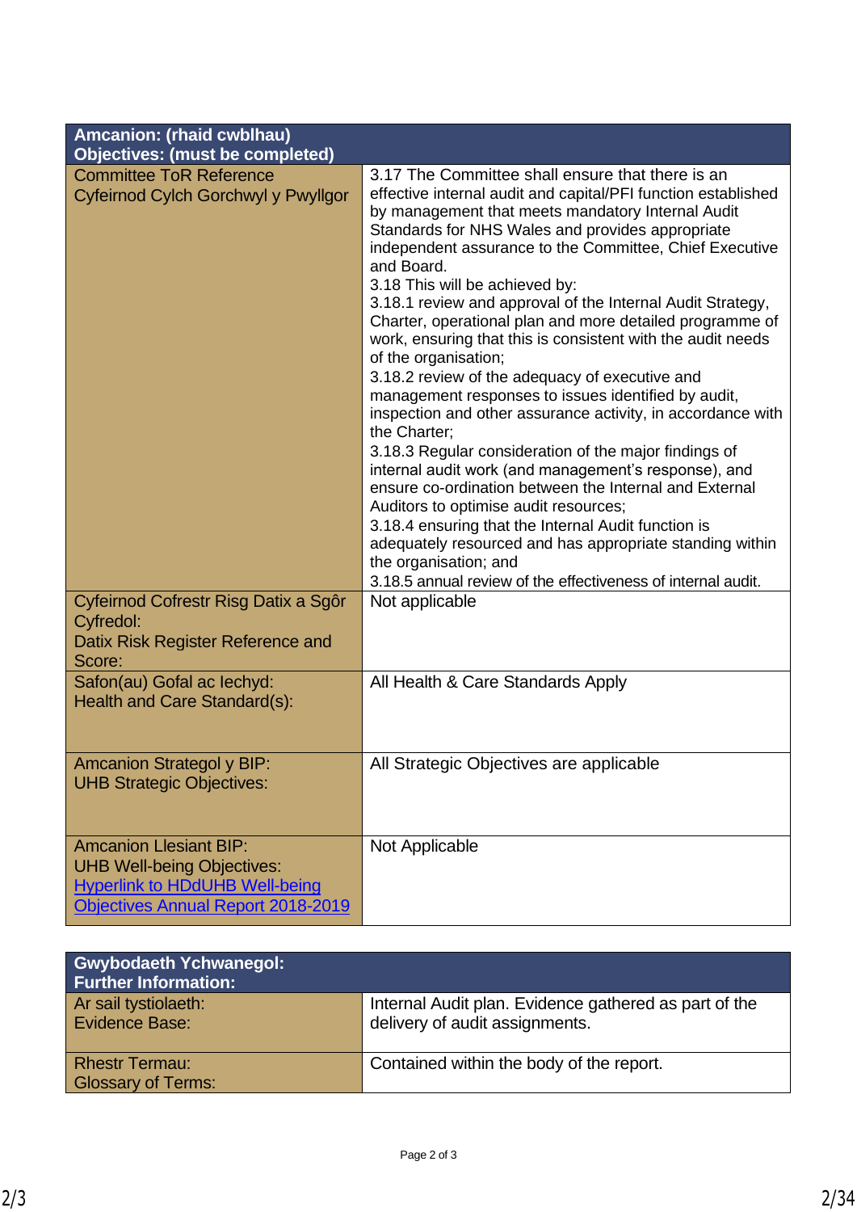| **Amcanion: (rhaid cwblhau)<br>Objectives: (must be completed)** | |
|---|---|
| Committee ToR Reference<br>Cyfeirnod Cylch Gorchwyl y Pwyllgor | 3.17 The Committee shall ensure that there is an effective internal audit and capital/PFI function established by management that meets mandatory Internal Audit Standards for NHS Wales and provides appropriate independent assurance to the Committee, Chief Executive and Board.<br>3.18 This will be achieved by:<br>3.18.1 review and approval of the Internal Audit Strategy, Charter, operational plan and more detailed programme of work, ensuring that this is consistent with the audit needs of the organisation;<br>3.18.2 review of the adequacy of executive and management responses to issues identified by audit, inspection and other assurance activity, in accordance with the Charter;<br>3.18.3 Regular consideration of the major findings of internal audit work (and management's response), and ensure co-ordination between the Internal and External Auditors to optimise audit resources;<br>3.18.4 ensuring that the Internal Audit function is adequately resourced and has appropriate standing within the organisation; and<br>3.18.5 annual review of the effectiveness of internal audit. |
| Cyfeirnod Cofrestr Risg Datix a Sgôr Cyfredol:<br>Datix Risk Register Reference and Score: | Not applicable |
| Safon(au) Gofal ac Iechyd:<br>Health and Care Standard(s): | All Health & Care Standards Apply |
| Amcanion Strategol y BIP:<br>UHB Strategic Objectives: | All Strategic Objectives are applicable |
| Amcanion Llesiant BIP:<br>UHB Well-being Objectives:<br>[Hyperlink to HDdUHB Well-being Objectives Annual Report 2018-2019] | Not Applicable |

| **Gwybodaeth Ychwanegol:<br>Further Information:** | |
|---|---|
| Ar sail tystiolaeth:<br>Evidence Base: | Internal Audit plan. Evidence gathered as part of the delivery of audit assignments. |
| Rhestr Termau:<br>Glossary of Terms: | Contained within the body of the report. |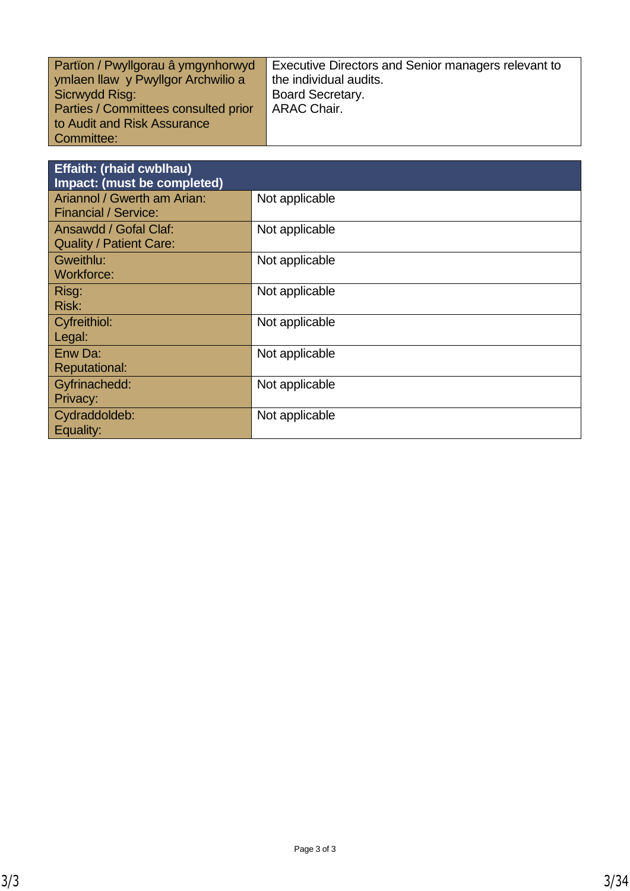| Partïon / Pwyllgorau â ymgynhorwyd ymlaen llaw y Pwyllgor Archwilio a Sicrwydd Risg:<br>Parties / Committees consulted prior to Audit and Risk Assurance Committee: | Executive Directors and Senior managers relevant to the individual audits.<br>Board Secretary.<br>ARAC Chair. |
|---|---|

| **Effaith: (rhaid cwblhau)<br>Impact: (must be completed)** | |
|---|---|
| Ariannol / Gwerth am Arian:<br>Financial / Service: | Not applicable |
| Ansawdd / Gofal Claf:<br>Quality / Patient Care: | Not applicable |
| Gweithlu:<br>Workforce: | Not applicable |
| Risg:<br>Risk: | Not applicable |
| Cyfreithiol:<br>Legal: | Not applicable |
| Enw Da:<br>Reputational: | Not applicable |
| Gyfrinachedd:<br>Privacy: | Not applicable |
| Cydraddoldeb:<br>Equality: | Not applicable |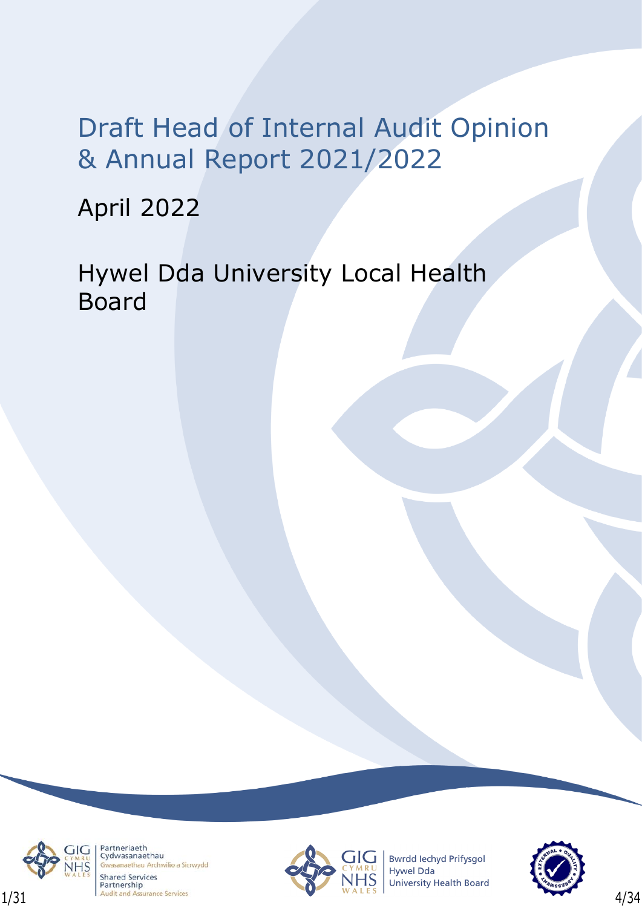# Draft Head of Internal Audit Opinion & Annual Report 2021/2022

April 2022

Hywel Dda University Local Health Board

Partneriaeth Cydwasanaethau
Gwasanaethau Archwilio a Sicrwydd
Shared Services Partnership
Audit and Assurance Services

Bwrdd Iechyd Prifysgol Hywel Dda
University Health Board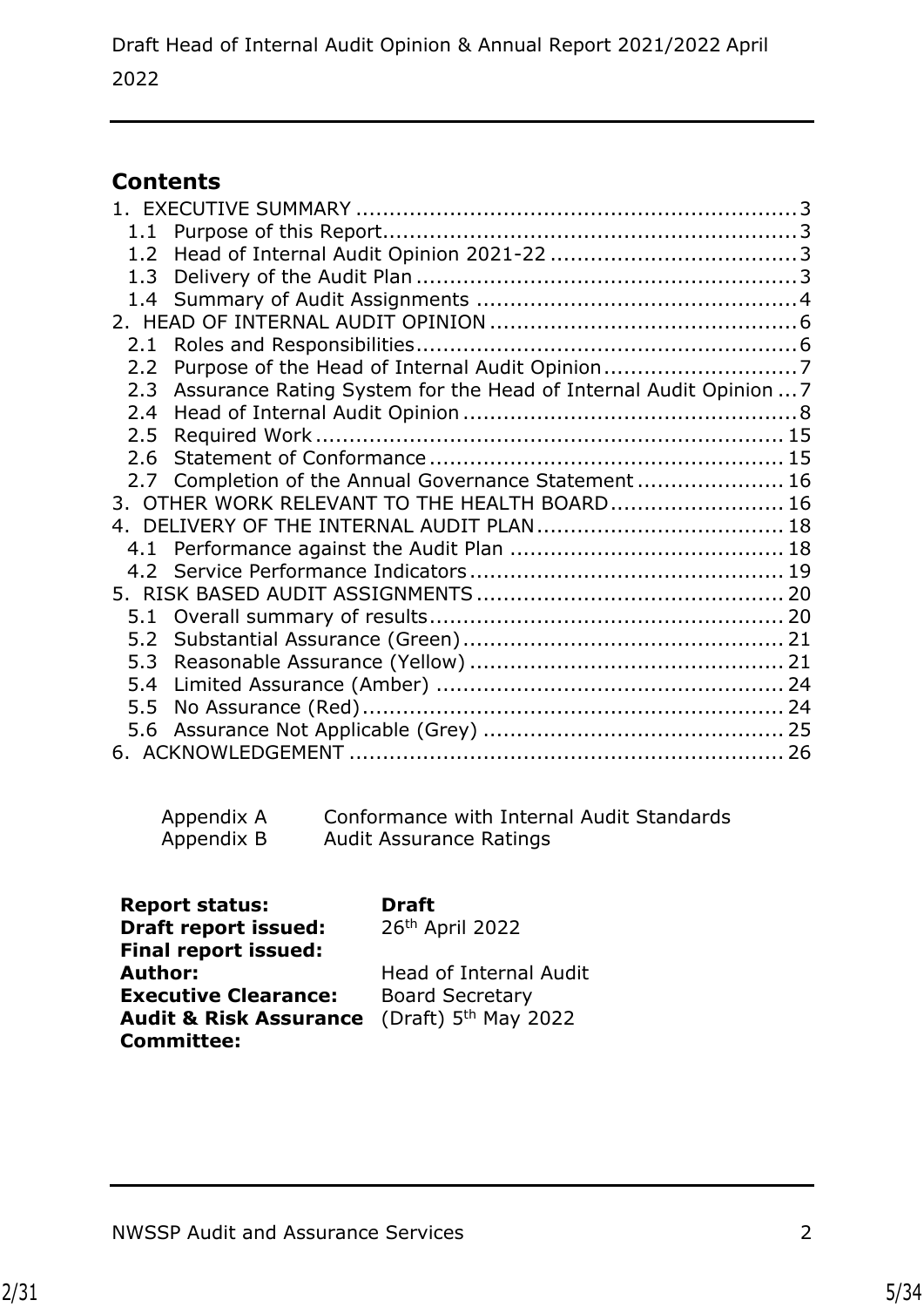## Contents

1. EXECUTIVE SUMMARY ........................................................... 3
   - 1.1 Purpose of this Report........................................................ 3
   - 1.2 Head of Internal Audit Opinion 2021-22 ................................ 3
   - 1.3 Delivery of the Audit Plan .................................................... 3
   - 1.4 Summary of Audit Assignments ............................................ 4
2. HEAD OF INTERNAL AUDIT OPINION ........................................ 6
   - 2.1 Roles and Responsibilities..................................................... 6
   - 2.2 Purpose of the Head of Internal Audit Opinion......................... 7
   - 2.3 Assurance Rating System for the Head of Internal Audit Opinion ... 7
   - 2.4 Head of Internal Audit Opinion .............................................. 8
   - 2.5 Required Work .................................................................. 15
   - 2.6 Statement of Conformance ................................................. 15
   - 2.7 Completion of the Annual Governance Statement ................... 16
3. OTHER WORK RELEVANT TO THE HEALTH BOARD ....................... 16
4. DELIVERY OF THE INTERNAL AUDIT PLAN ................................. 18
   - 4.1 Performance against the Audit Plan ..................................... 18
   - 4.2 Service Performance Indicators ........................................... 19
5. RISK BASED AUDIT ASSIGNMENTS .......................................... 20
   - 5.1 Overall summary of results................................................. 20
   - 5.2 Substantial Assurance (Green) ............................................ 21
   - 5.3 Reasonable Assurance (Yellow) ........................................... 21
   - 5.4 Limited Assurance (Amber) ................................................ 24
   - 5.5 No Assurance (Red)............................................................ 24
   - 5.6 Assurance Not Applicable (Grey) ......................................... 25
6. ACKNOWLEDGEMENT ............................................................. 26

Appendix A Conformance with Internal Audit Standards
Appendix B Audit Assurance Ratings

| | |
|---|---|
| **Report status:** | **Draft** |
| **Draft report issued:** | 26th April 2022 |
| **Final report issued:** | |
| **Author:** | Head of Internal Audit |
| **Executive Clearance:** | Board Secretary |
| **Audit & Risk Assurance Committee:** | (Draft) 5th May 2022 |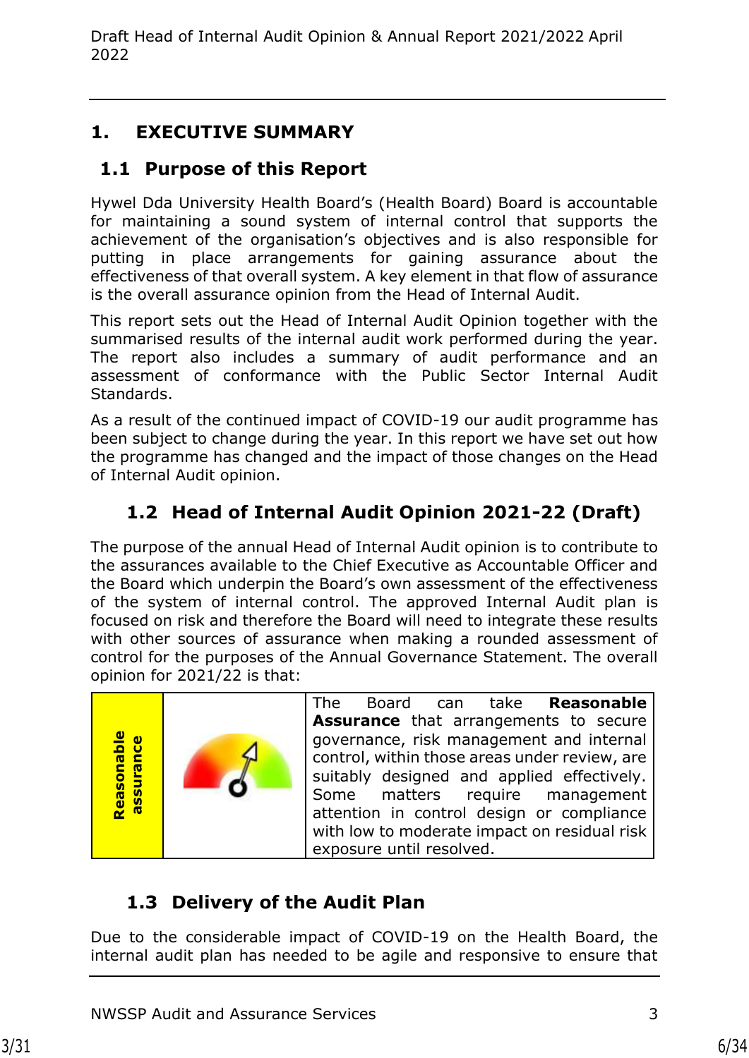# 1. EXECUTIVE SUMMARY

## 1.1 Purpose of this Report

Hywel Dda University Health Board's (Health Board) Board is accountable for maintaining a sound system of internal control that supports the achievement of the organisation's objectives and is also responsible for putting in place arrangements for gaining assurance about the effectiveness of that overall system. A key element in that flow of assurance is the overall assurance opinion from the Head of Internal Audit.

This report sets out the Head of Internal Audit Opinion together with the summarised results of the internal audit work performed during the year. The report also includes a summary of audit performance and an assessment of conformance with the Public Sector Internal Audit Standards.

As a result of the continued impact of COVID-19 our audit programme has been subject to change during the year. In this report we have set out how the programme has changed and the impact of those changes on the Head of Internal Audit opinion.

## 1.2 Head of Internal Audit Opinion 2021-22 (Draft)

The purpose of the annual Head of Internal Audit opinion is to contribute to the assurances available to the Chief Executive as Accountable Officer and the Board which underpin the Board's own assessment of the effectiveness of the system of internal control. The approved Internal Audit plan is focused on risk and therefore the Board will need to integrate these results with other sources of assurance when making a rounded assessment of control for the purposes of the Annual Governance Statement. The overall opinion for 2021/22 is that:

| Reasonable assurance | | The Board can take **Reasonable Assurance** that arrangements to secure governance, risk management and internal control, within those areas under review, are suitably designed and applied effectively. Some matters require management attention in control design or compliance with low to moderate impact on residual risk exposure until resolved. |
|---|---|---|

## 1.3 Delivery of the Audit Plan

Due to the considerable impact of COVID-19 on the Health Board, the internal audit plan has needed to be agile and responsive to ensure that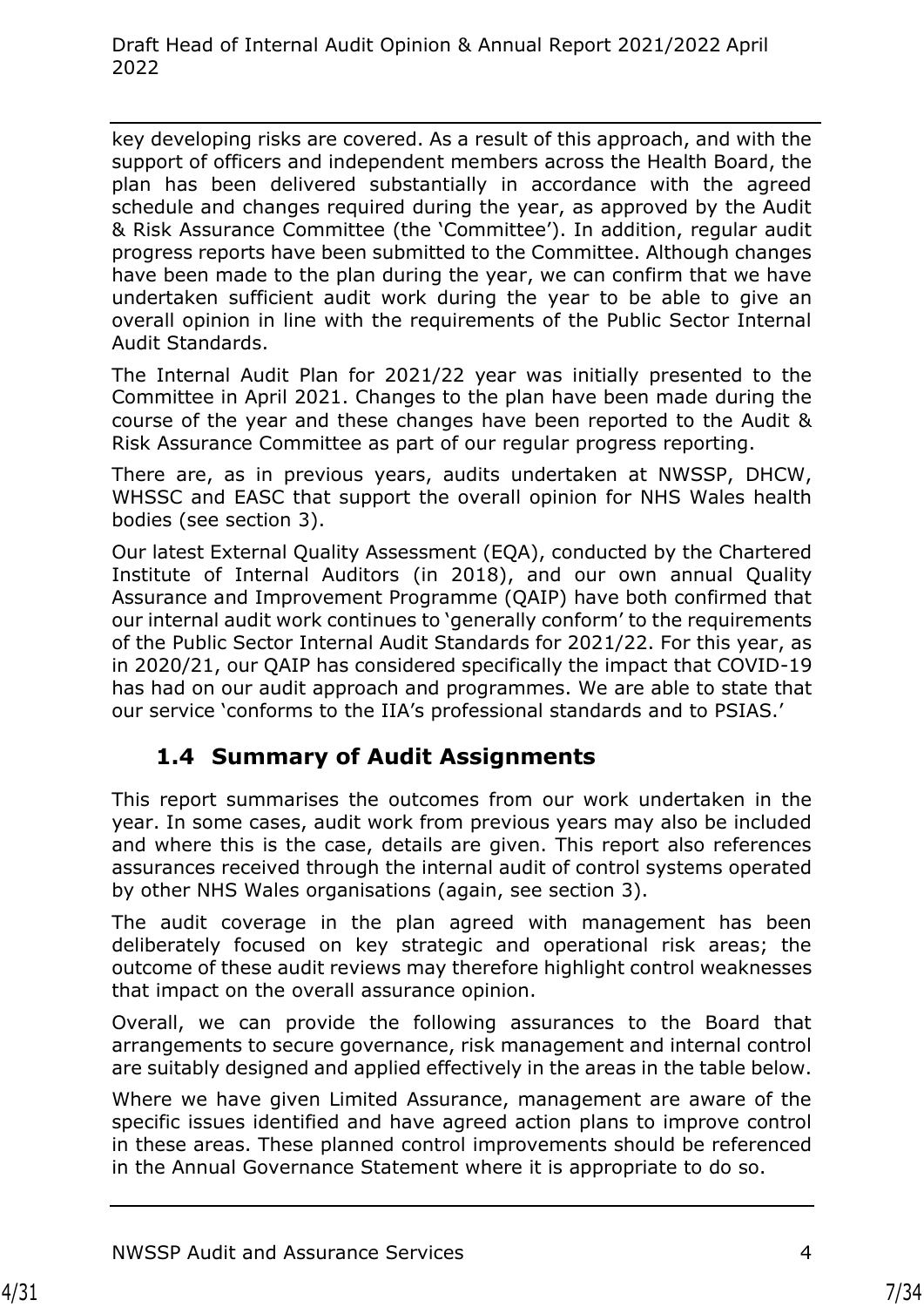key developing risks are covered. As a result of this approach, and with the support of officers and independent members across the Health Board, the plan has been delivered substantially in accordance with the agreed schedule and changes required during the year, as approved by the Audit & Risk Assurance Committee (the 'Committee'). In addition, regular audit progress reports have been submitted to the Committee. Although changes have been made to the plan during the year, we can confirm that we have undertaken sufficient audit work during the year to be able to give an overall opinion in line with the requirements of the Public Sector Internal Audit Standards.

The Internal Audit Plan for 2021/22 year was initially presented to the Committee in April 2021. Changes to the plan have been made during the course of the year and these changes have been reported to the Audit & Risk Assurance Committee as part of our regular progress reporting.

There are, as in previous years, audits undertaken at NWSSP, DHCW, WHSSC and EASC that support the overall opinion for NHS Wales health bodies (see section 3).

Our latest External Quality Assessment (EQA), conducted by the Chartered Institute of Internal Auditors (in 2018), and our own annual Quality Assurance and Improvement Programme (QAIP) have both confirmed that our internal audit work continues to 'generally conform' to the requirements of the Public Sector Internal Audit Standards for 2021/22. For this year, as in 2020/21, our QAIP has considered specifically the impact that COVID-19 has had on our audit approach and programmes. We are able to state that our service 'conforms to the IIA's professional standards and to PSIAS.'

## 1.4 Summary of Audit Assignments

This report summarises the outcomes from our work undertaken in the year. In some cases, audit work from previous years may also be included and where this is the case, details are given. This report also references assurances received through the internal audit of control systems operated by other NHS Wales organisations (again, see section 3).

The audit coverage in the plan agreed with management has been deliberately focused on key strategic and operational risk areas; the outcome of these audit reviews may therefore highlight control weaknesses that impact on the overall assurance opinion.

Overall, we can provide the following assurances to the Board that arrangements to secure governance, risk management and internal control are suitably designed and applied effectively in the areas in the table below.

Where we have given Limited Assurance, management are aware of the specific issues identified and have agreed action plans to improve control in these areas. These planned control improvements should be referenced in the Annual Governance Statement where it is appropriate to do so.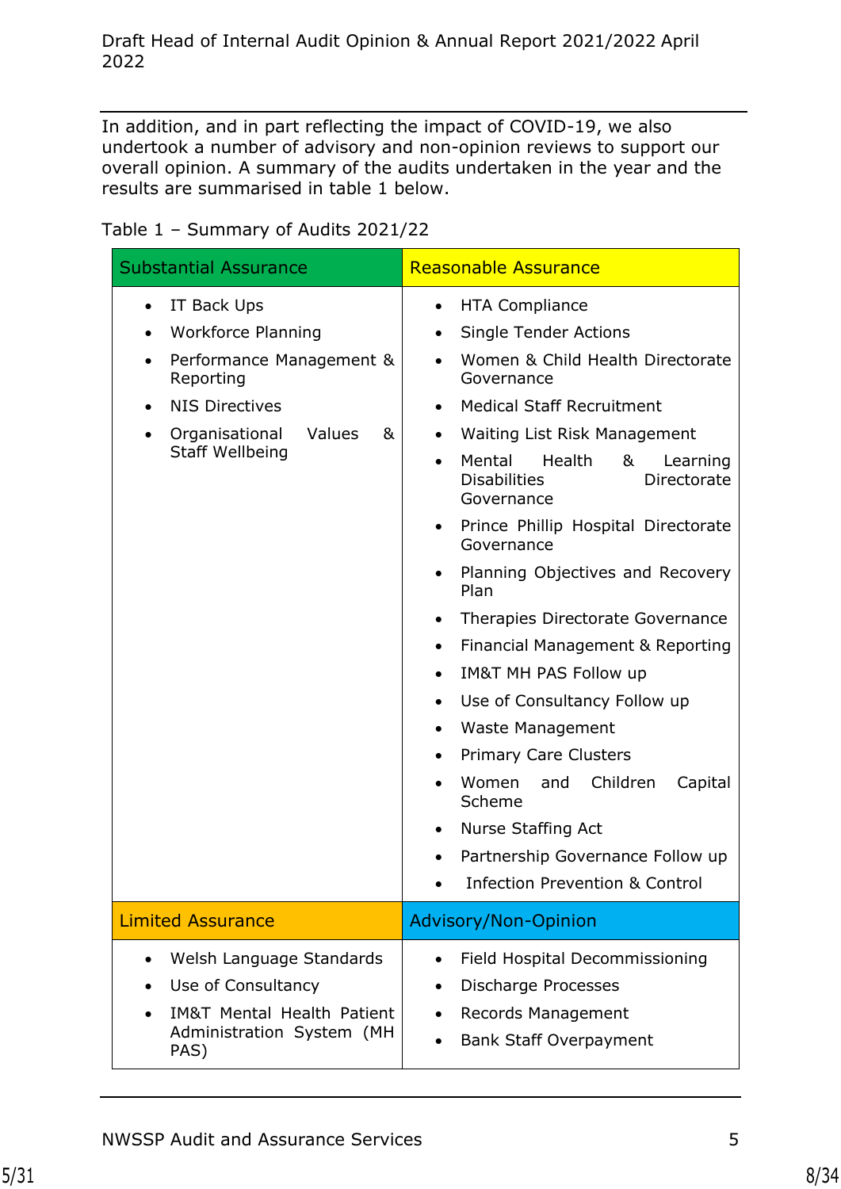In addition, and in part reflecting the impact of COVID-19, we also undertook a number of advisory and non-opinion reviews to support our overall opinion. A summary of the audits undertaken in the year and the results are summarised in table 1 below.

Table 1 – Summary of Audits 2021/22

| Substantial Assurance | Reasonable Assurance |
|---|---|
| • IT Back Ups<br>• Workforce Planning<br>• Performance Management & Reporting<br>• NIS Directives<br>• Organisational Values & Staff Wellbeing | • HTA Compliance<br>• Single Tender Actions<br>• Women & Child Health Directorate Governance<br>• Medical Staff Recruitment<br>• Waiting List Risk Management<br>• Mental Health & Learning Disabilities Directorate Governance<br>• Prince Phillip Hospital Directorate Governance<br>• Planning Objectives and Recovery Plan<br>• Therapies Directorate Governance<br>• Financial Management & Reporting<br>• IM&T MH PAS Follow up<br>• Use of Consultancy Follow up<br>• Waste Management<br>• Primary Care Clusters<br>• Women and Children Capital Scheme<br>• Nurse Staffing Act<br>• Partnership Governance Follow up<br>• Infection Prevention & Control |
| **Limited Assurance** | **Advisory/Non-Opinion** |
| • Welsh Language Standards<br>• Use of Consultancy<br>• IM&T Mental Health Patient Administration System (MH PAS) | • Field Hospital Decommissioning<br>• Discharge Processes<br>• Records Management<br>• Bank Staff Overpayment |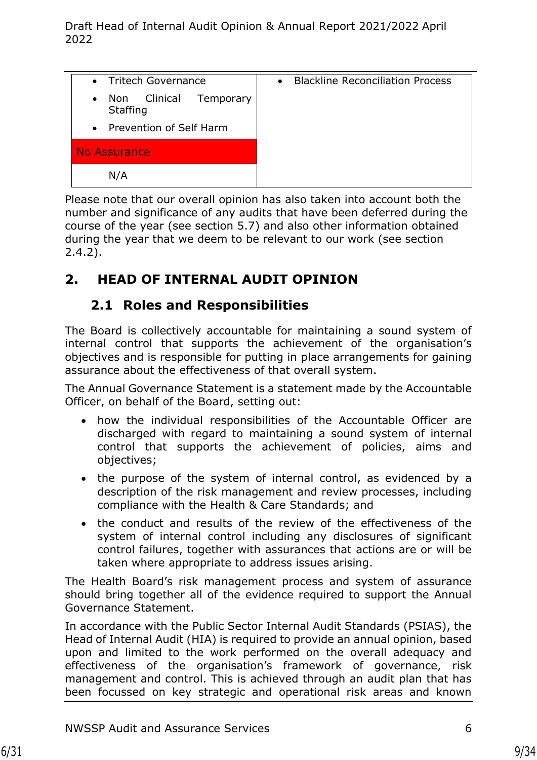| | |
|---|---|
| • Tritech Governance<br>• Non Clinical Temporary Staffing<br>• Prevention of Self Harm | • Blackline Reconciliation Process |
| No Assurance | |
| N/A | |

Please note that our overall opinion has also taken into account both the number and significance of any audits that have been deferred during the course of the year (see section 5.7) and also other information obtained during the year that we deem to be relevant to our work (see section 2.4.2).

## 2. HEAD OF INTERNAL AUDIT OPINION

### 2.1 Roles and Responsibilities

The Board is collectively accountable for maintaining a sound system of internal control that supports the achievement of the organisation's objectives and is responsible for putting in place arrangements for gaining assurance about the effectiveness of that overall system.

The Annual Governance Statement is a statement made by the Accountable Officer, on behalf of the Board, setting out:

- how the individual responsibilities of the Accountable Officer are discharged with regard to maintaining a sound system of internal control that supports the achievement of policies, aims and objectives;
- the purpose of the system of internal control, as evidenced by a description of the risk management and review processes, including compliance with the Health & Care Standards; and
- the conduct and results of the review of the effectiveness of the system of internal control including any disclosures of significant control failures, together with assurances that actions are or will be taken where appropriate to address issues arising.

The Health Board's risk management process and system of assurance should bring together all of the evidence required to support the Annual Governance Statement.

In accordance with the Public Sector Internal Audit Standards (PSIAS), the Head of Internal Audit (HIA) is required to provide an annual opinion, based upon and limited to the work performed on the overall adequacy and effectiveness of the organisation's framework of governance, risk management and control. This is achieved through an audit plan that has been focussed on key strategic and operational risk areas and known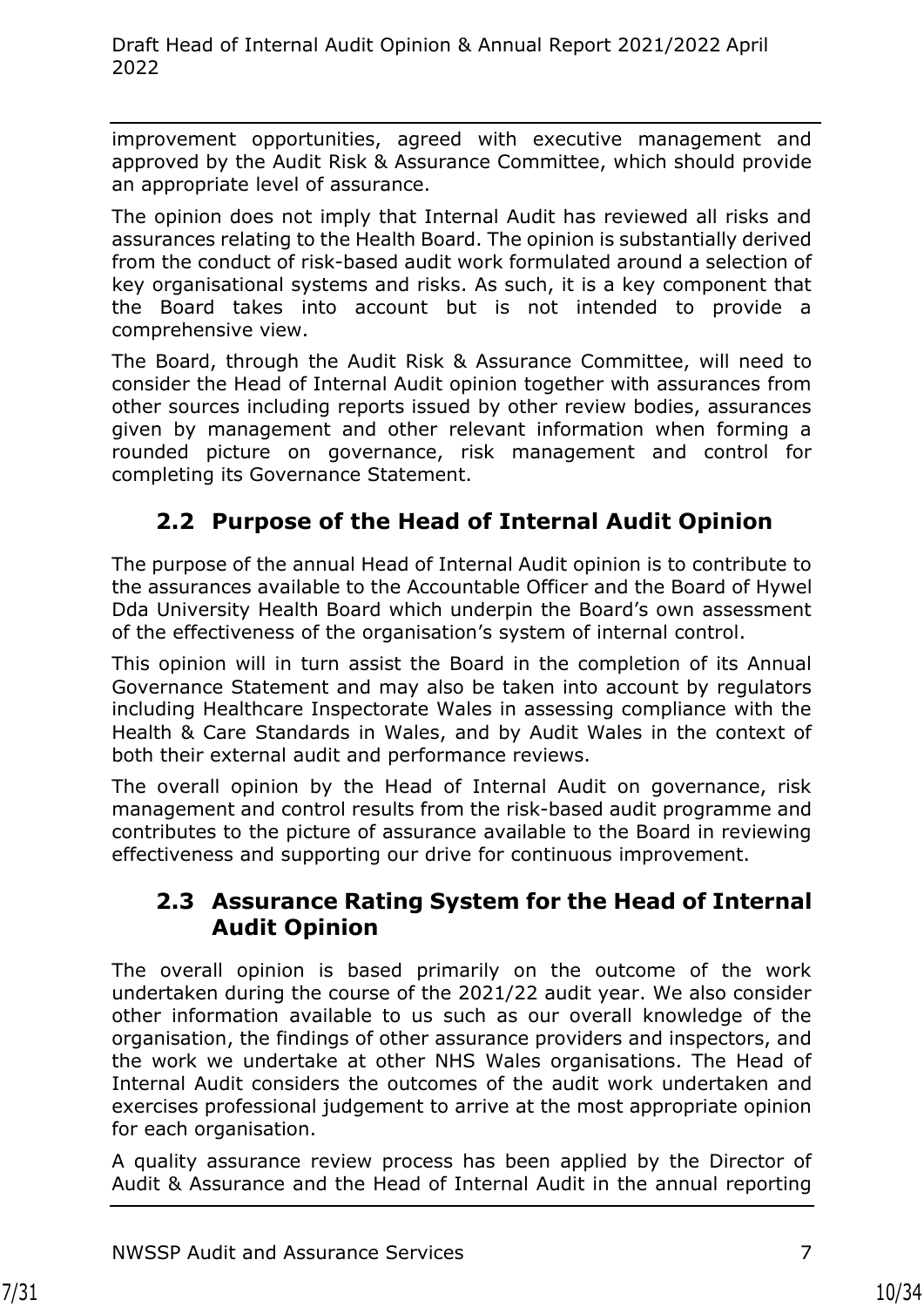improvement opportunities, agreed with executive management and approved by the Audit Risk & Assurance Committee, which should provide an appropriate level of assurance.

The opinion does not imply that Internal Audit has reviewed all risks and assurances relating to the Health Board. The opinion is substantially derived from the conduct of risk-based audit work formulated around a selection of key organisational systems and risks. As such, it is a key component that the Board takes into account but is not intended to provide a comprehensive view.

The Board, through the Audit Risk & Assurance Committee, will need to consider the Head of Internal Audit opinion together with assurances from other sources including reports issued by other review bodies, assurances given by management and other relevant information when forming a rounded picture on governance, risk management and control for completing its Governance Statement.

## 2.2 Purpose of the Head of Internal Audit Opinion

The purpose of the annual Head of Internal Audit opinion is to contribute to the assurances available to the Accountable Officer and the Board of Hywel Dda University Health Board which underpin the Board's own assessment of the effectiveness of the organisation's system of internal control.

This opinion will in turn assist the Board in the completion of its Annual Governance Statement and may also be taken into account by regulators including Healthcare Inspectorate Wales in assessing compliance with the Health & Care Standards in Wales, and by Audit Wales in the context of both their external audit and performance reviews.

The overall opinion by the Head of Internal Audit on governance, risk management and control results from the risk-based audit programme and contributes to the picture of assurance available to the Board in reviewing effectiveness and supporting our drive for continuous improvement.

## 2.3 Assurance Rating System for the Head of Internal Audit Opinion

The overall opinion is based primarily on the outcome of the work undertaken during the course of the 2021/22 audit year. We also consider other information available to us such as our overall knowledge of the organisation, the findings of other assurance providers and inspectors, and the work we undertake at other NHS Wales organisations. The Head of Internal Audit considers the outcomes of the audit work undertaken and exercises professional judgement to arrive at the most appropriate opinion for each organisation.

A quality assurance review process has been applied by the Director of Audit & Assurance and the Head of Internal Audit in the annual reporting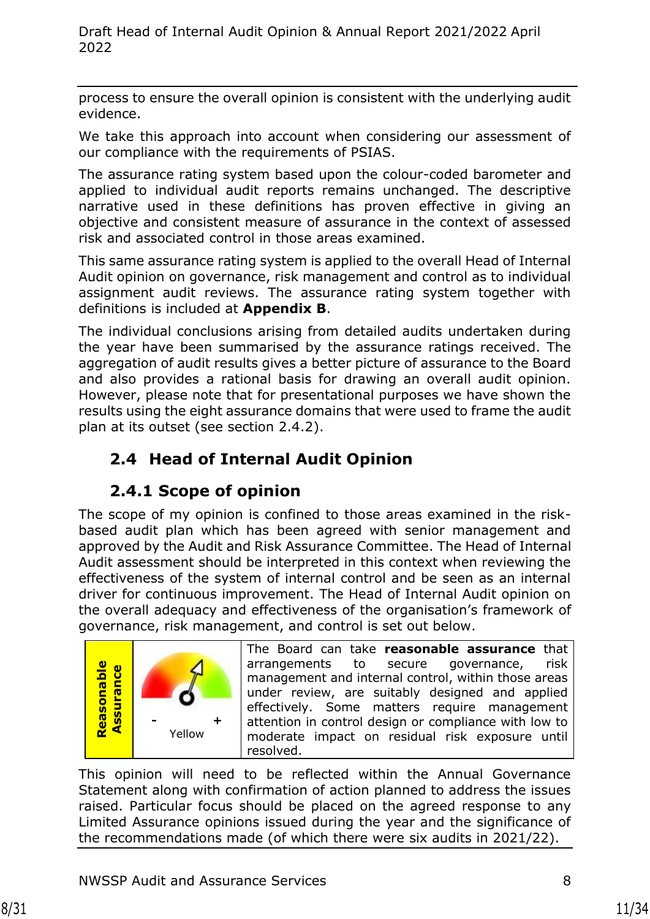process to ensure the overall opinion is consistent with the underlying audit evidence.

We take this approach into account when considering our assessment of our compliance with the requirements of PSIAS.

The assurance rating system based upon the colour-coded barometer and applied to individual audit reports remains unchanged. The descriptive narrative used in these definitions has proven effective in giving an objective and consistent measure of assurance in the context of assessed risk and associated control in those areas examined.

This same assurance rating system is applied to the overall Head of Internal Audit opinion on governance, risk management and control as to individual assignment audit reviews. The assurance rating system together with definitions is included at **Appendix B**.

The individual conclusions arising from detailed audits undertaken during the year have been summarised by the assurance ratings received. The aggregation of audit results gives a better picture of assurance to the Board and also provides a rational basis for drawing an overall audit opinion. However, please note that for presentational purposes we have shown the results using the eight assurance domains that were used to frame the audit plan at its outset (see section 2.4.2).

## 2.4 Head of Internal Audit Opinion

### 2.4.1 Scope of opinion

The scope of my opinion is confined to those areas examined in the risk-based audit plan which has been agreed with senior management and approved by the Audit and Risk Assurance Committee. The Head of Internal Audit assessment should be interpreted in this context when reviewing the effectiveness of the system of internal control and be seen as an internal driver for continuous improvement. The Head of Internal Audit opinion on the overall adequacy and effectiveness of the organisation's framework of governance, risk management, and control is set out below.

| Reasonable Assurance | - + Yellow | The Board can take **reasonable assurance** that arrangements to secure governance, risk management and internal control, within those areas under review, are suitably designed and applied effectively. Some matters require management attention in control design or compliance with low to moderate impact on residual risk exposure until resolved. |
|---|---|---|

This opinion will need to be reflected within the Annual Governance Statement along with confirmation of action planned to address the issues raised. Particular focus should be placed on the agreed response to any Limited Assurance opinions issued during the year and the significance of the recommendations made (of which there were six audits in 2021/22).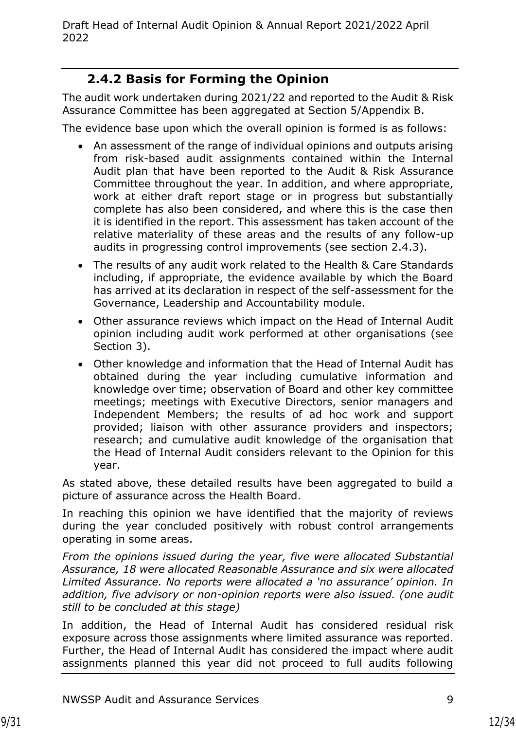### 2.4.2 Basis for Forming the Opinion

The audit work undertaken during 2021/22 and reported to the Audit & Risk Assurance Committee has been aggregated at Section 5/Appendix B.

The evidence base upon which the overall opinion is formed is as follows:

- An assessment of the range of individual opinions and outputs arising from risk-based audit assignments contained within the Internal Audit plan that have been reported to the Audit & Risk Assurance Committee throughout the year. In addition, and where appropriate, work at either draft report stage or in progress but substantially complete has also been considered, and where this is the case then it is identified in the report. This assessment has taken account of the relative materiality of these areas and the results of any follow-up audits in progressing control improvements (see section 2.4.3).
- The results of any audit work related to the Health & Care Standards including, if appropriate, the evidence available by which the Board has arrived at its declaration in respect of the self-assessment for the Governance, Leadership and Accountability module.
- Other assurance reviews which impact on the Head of Internal Audit opinion including audit work performed at other organisations (see Section 3).
- Other knowledge and information that the Head of Internal Audit has obtained during the year including cumulative information and knowledge over time; observation of Board and other key committee meetings; meetings with Executive Directors, senior managers and Independent Members; the results of ad hoc work and support provided; liaison with other assurance providers and inspectors; research; and cumulative audit knowledge of the organisation that the Head of Internal Audit considers relevant to the Opinion for this year.

As stated above, these detailed results have been aggregated to build a picture of assurance across the Health Board.

In reaching this opinion we have identified that the majority of reviews during the year concluded positively with robust control arrangements operating in some areas.

*From the opinions issued during the year, five were allocated Substantial Assurance, 18 were allocated Reasonable Assurance and six were allocated Limited Assurance. No reports were allocated a 'no assurance' opinion. In addition, five advisory or non-opinion reports were also issued. (one audit still to be concluded at this stage)*

In addition, the Head of Internal Audit has considered residual risk exposure across those assignments where limited assurance was reported. Further, the Head of Internal Audit has considered the impact where audit assignments planned this year did not proceed to full audits following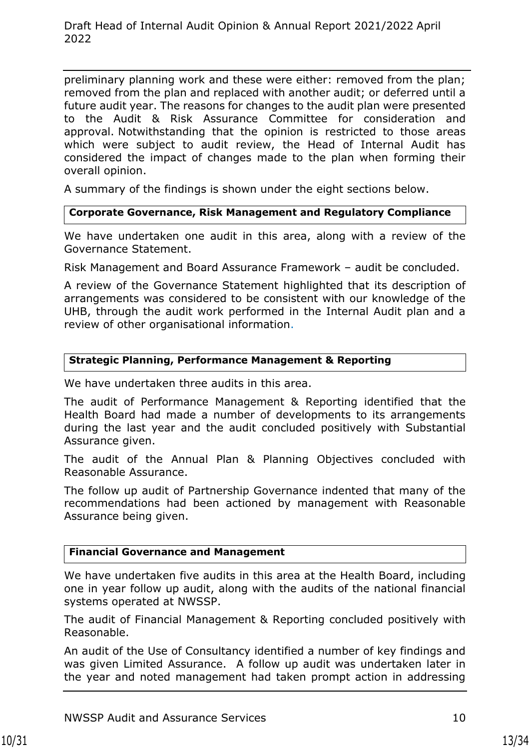preliminary planning work and these were either: removed from the plan; removed from the plan and replaced with another audit; or deferred until a future audit year. The reasons for changes to the audit plan were presented to the Audit & Risk Assurance Committee for consideration and approval. Notwithstanding that the opinion is restricted to those areas which were subject to audit review, the Head of Internal Audit has considered the impact of changes made to the plan when forming their overall opinion.

A summary of the findings is shown under the eight sections below.

**Corporate Governance, Risk Management and Regulatory Compliance**

We have undertaken one audit in this area, along with a review of the Governance Statement.

Risk Management and Board Assurance Framework – audit be concluded.

A review of the Governance Statement highlighted that its description of arrangements was considered to be consistent with our knowledge of the UHB, through the audit work performed in the Internal Audit plan and a review of other organisational information.

**Strategic Planning, Performance Management & Reporting**

We have undertaken three audits in this area.

The audit of Performance Management & Reporting identified that the Health Board had made a number of developments to its arrangements during the last year and the audit concluded positively with Substantial Assurance given.

The audit of the Annual Plan & Planning Objectives concluded with Reasonable Assurance.

The follow up audit of Partnership Governance indented that many of the recommendations had been actioned by management with Reasonable Assurance being given.

**Financial Governance and Management**

We have undertaken five audits in this area at the Health Board, including one in year follow up audit, along with the audits of the national financial systems operated at NWSSP.

The audit of Financial Management & Reporting concluded positively with Reasonable.

An audit of the Use of Consultancy identified a number of key findings and was given Limited Assurance. A follow up audit was undertaken later in the year and noted management had taken prompt action in addressing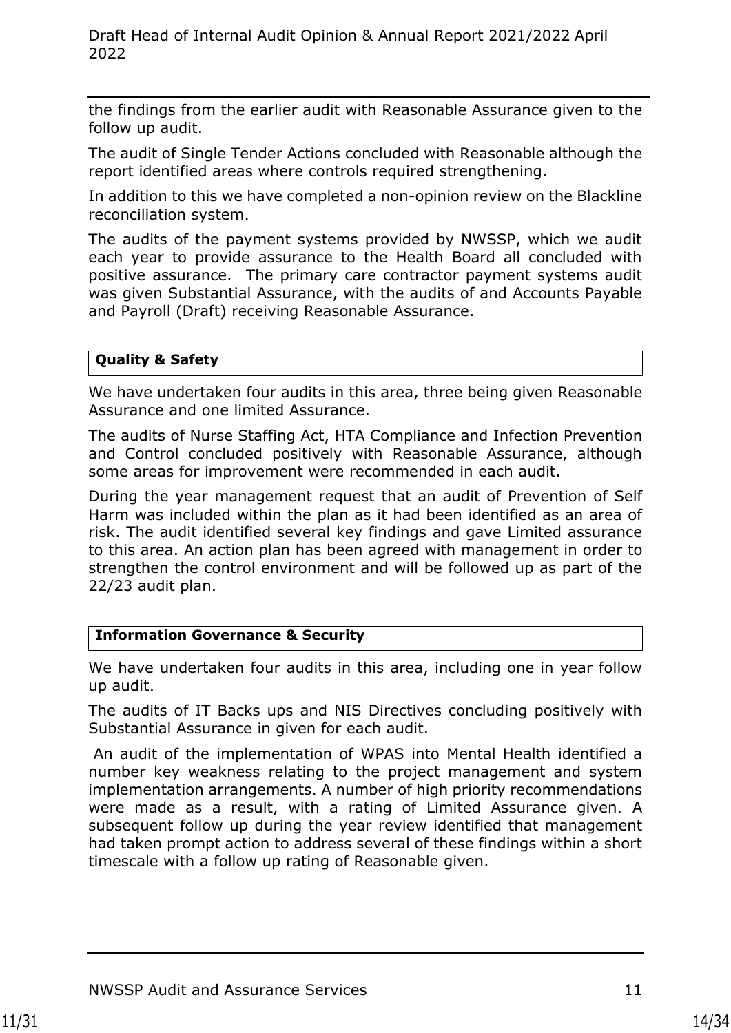the findings from the earlier audit with Reasonable Assurance given to the follow up audit.

The audit of Single Tender Actions concluded with Reasonable although the report identified areas where controls required strengthening.

In addition to this we have completed a non-opinion review on the Blackline reconciliation system.

The audits of the payment systems provided by NWSSP, which we audit each year to provide assurance to the Health Board all concluded with positive assurance. The primary care contractor payment systems audit was given Substantial Assurance, with the audits of and Accounts Payable and Payroll (Draft) receiving Reasonable Assurance.

| **Quality & Safety** |
|---|

We have undertaken four audits in this area, three being given Reasonable Assurance and one limited Assurance.

The audits of Nurse Staffing Act, HTA Compliance and Infection Prevention and Control concluded positively with Reasonable Assurance, although some areas for improvement were recommended in each audit.

During the year management request that an audit of Prevention of Self Harm was included within the plan as it had been identified as an area of risk. The audit identified several key findings and gave Limited assurance to this area. An action plan has been agreed with management in order to strengthen the control environment and will be followed up as part of the 22/23 audit plan.

| **Information Governance & Security** |
|---|

We have undertaken four audits in this area, including one in year follow up audit.

The audits of IT Backs ups and NIS Directives concluding positively with Substantial Assurance in given for each audit.

An audit of the implementation of WPAS into Mental Health identified a number key weakness relating to the project management and system implementation arrangements. A number of high priority recommendations were made as a result, with a rating of Limited Assurance given. A subsequent follow up during the year review identified that management had taken prompt action to address several of these findings within a short timescale with a follow up rating of Reasonable given.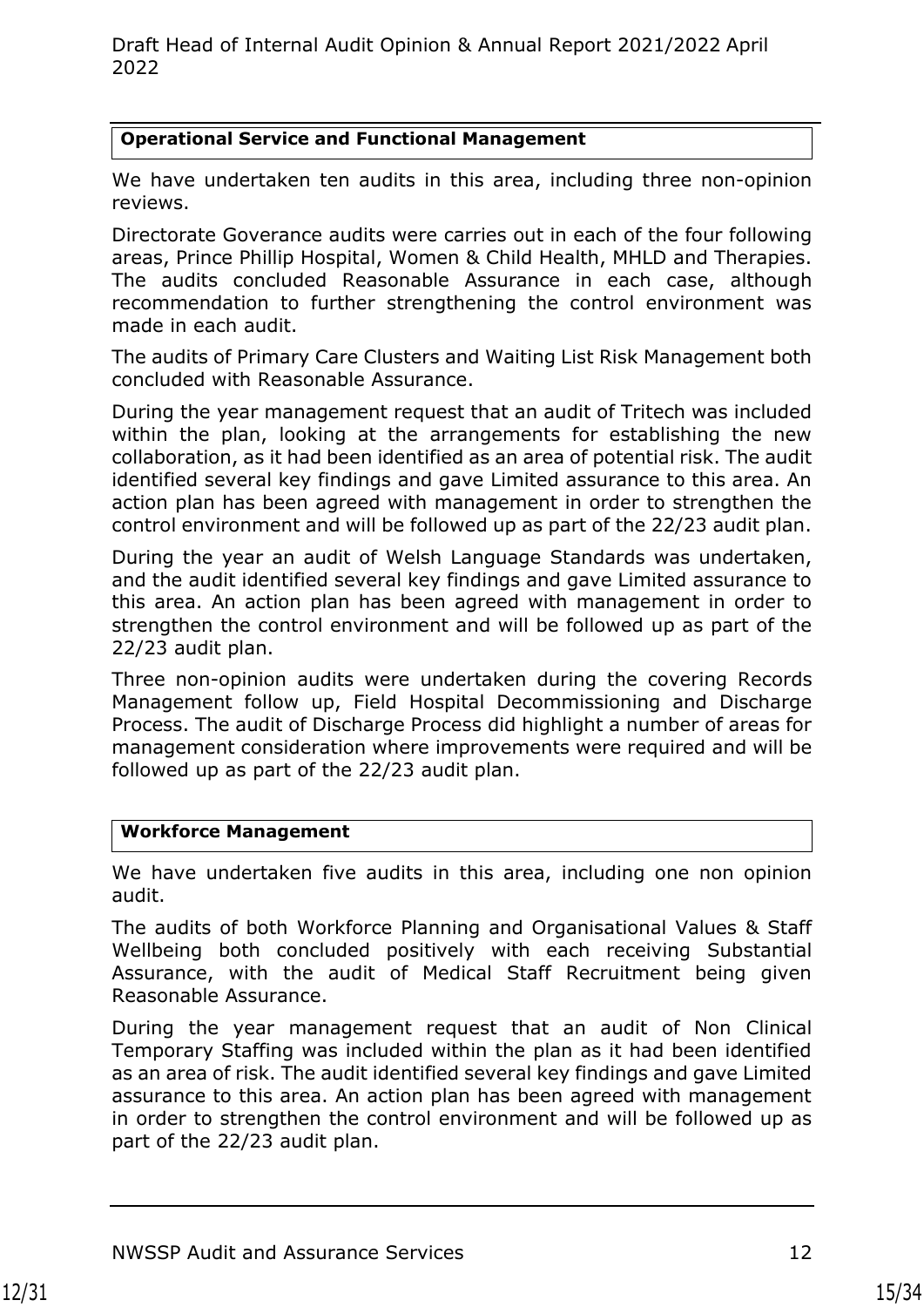### Operational Service and Functional Management

We have undertaken ten audits in this area, including three non-opinion reviews.

Directorate Goverance audits were carries out in each of the four following areas, Prince Phillip Hospital, Women & Child Health, MHLD and Therapies. The audits concluded Reasonable Assurance in each case, although recommendation to further strengthening the control environment was made in each audit.

The audits of Primary Care Clusters and Waiting List Risk Management both concluded with Reasonable Assurance.

During the year management request that an audit of Tritech was included within the plan, looking at the arrangements for establishing the new collaboration, as it had been identified as an area of potential risk. The audit identified several key findings and gave Limited assurance to this area. An action plan has been agreed with management in order to strengthen the control environment and will be followed up as part of the 22/23 audit plan.

During the year an audit of Welsh Language Standards was undertaken, and the audit identified several key findings and gave Limited assurance to this area. An action plan has been agreed with management in order to strengthen the control environment and will be followed up as part of the 22/23 audit plan.

Three non-opinion audits were undertaken during the covering Records Management follow up, Field Hospital Decommissioning and Discharge Process. The audit of Discharge Process did highlight a number of areas for management consideration where improvements were required and will be followed up as part of the 22/23 audit plan.

### Workforce Management

We have undertaken five audits in this area, including one non opinion audit.

The audits of both Workforce Planning and Organisational Values & Staff Wellbeing both concluded positively with each receiving Substantial Assurance, with the audit of Medical Staff Recruitment being given Reasonable Assurance.

During the year management request that an audit of Non Clinical Temporary Staffing was included within the plan as it had been identified as an area of risk. The audit identified several key findings and gave Limited assurance to this area. An action plan has been agreed with management in order to strengthen the control environment and will be followed up as part of the 22/23 audit plan.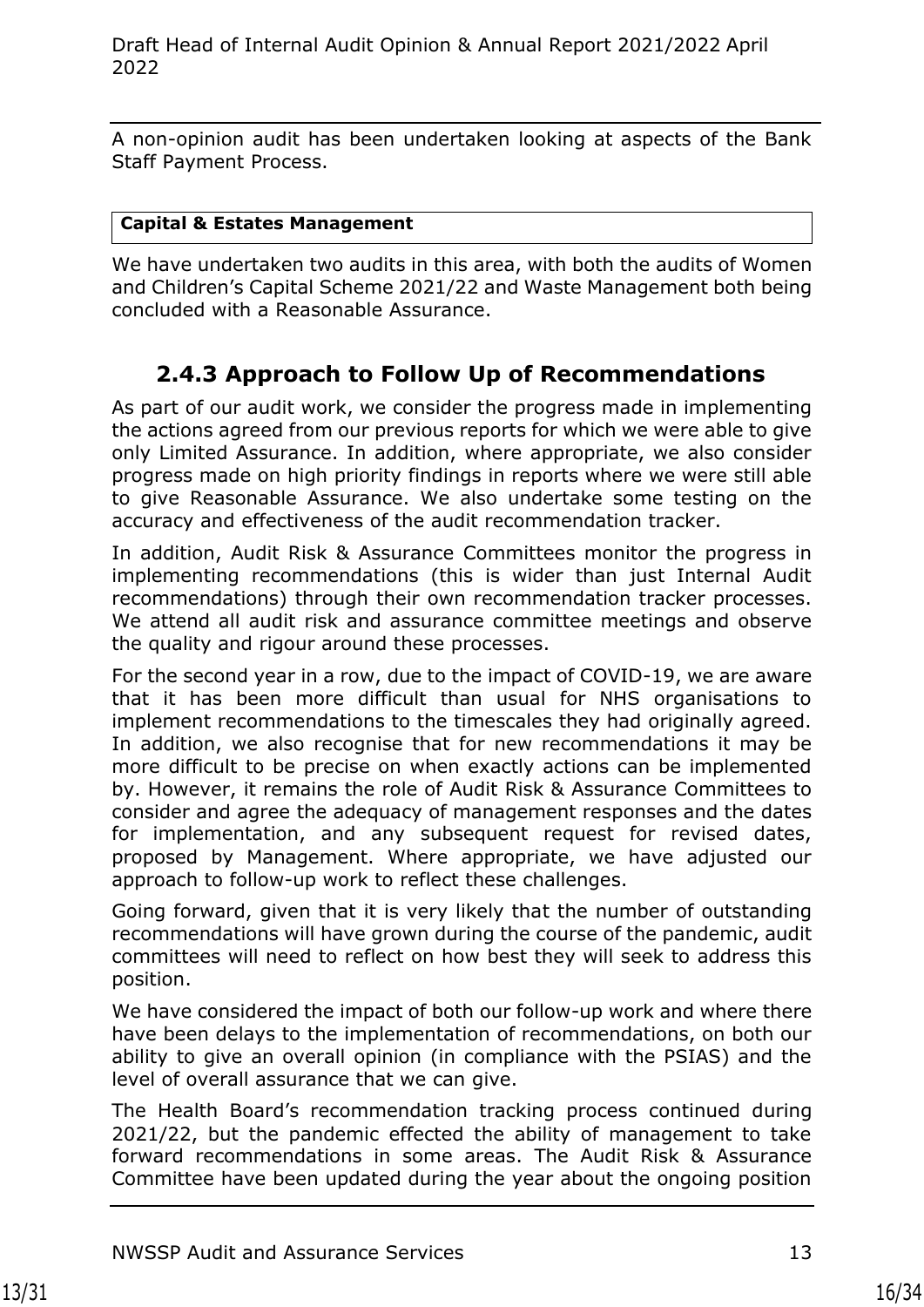A non-opinion audit has been undertaken looking at aspects of the Bank Staff Payment Process.

| **Capital & Estates Management** |
| --- |

We have undertaken two audits in this area, with both the audits of Women and Children's Capital Scheme 2021/22 and Waste Management both being concluded with a Reasonable Assurance.

### 2.4.3 Approach to Follow Up of Recommendations

As part of our audit work, we consider the progress made in implementing the actions agreed from our previous reports for which we were able to give only Limited Assurance. In addition, where appropriate, we also consider progress made on high priority findings in reports where we were still able to give Reasonable Assurance. We also undertake some testing on the accuracy and effectiveness of the audit recommendation tracker.

In addition, Audit Risk & Assurance Committees monitor the progress in implementing recommendations (this is wider than just Internal Audit recommendations) through their own recommendation tracker processes. We attend all audit risk and assurance committee meetings and observe the quality and rigour around these processes.

For the second year in a row, due to the impact of COVID-19, we are aware that it has been more difficult than usual for NHS organisations to implement recommendations to the timescales they had originally agreed. In addition, we also recognise that for new recommendations it may be more difficult to be precise on when exactly actions can be implemented by. However, it remains the role of Audit Risk & Assurance Committees to consider and agree the adequacy of management responses and the dates for implementation, and any subsequent request for revised dates, proposed by Management. Where appropriate, we have adjusted our approach to follow-up work to reflect these challenges.

Going forward, given that it is very likely that the number of outstanding recommendations will have grown during the course of the pandemic, audit committees will need to reflect on how best they will seek to address this position.

We have considered the impact of both our follow-up work and where there have been delays to the implementation of recommendations, on both our ability to give an overall opinion (in compliance with the PSIAS) and the level of overall assurance that we can give.

The Health Board's recommendation tracking process continued during 2021/22, but the pandemic effected the ability of management to take forward recommendations in some areas. The Audit Risk & Assurance Committee have been updated during the year about the ongoing position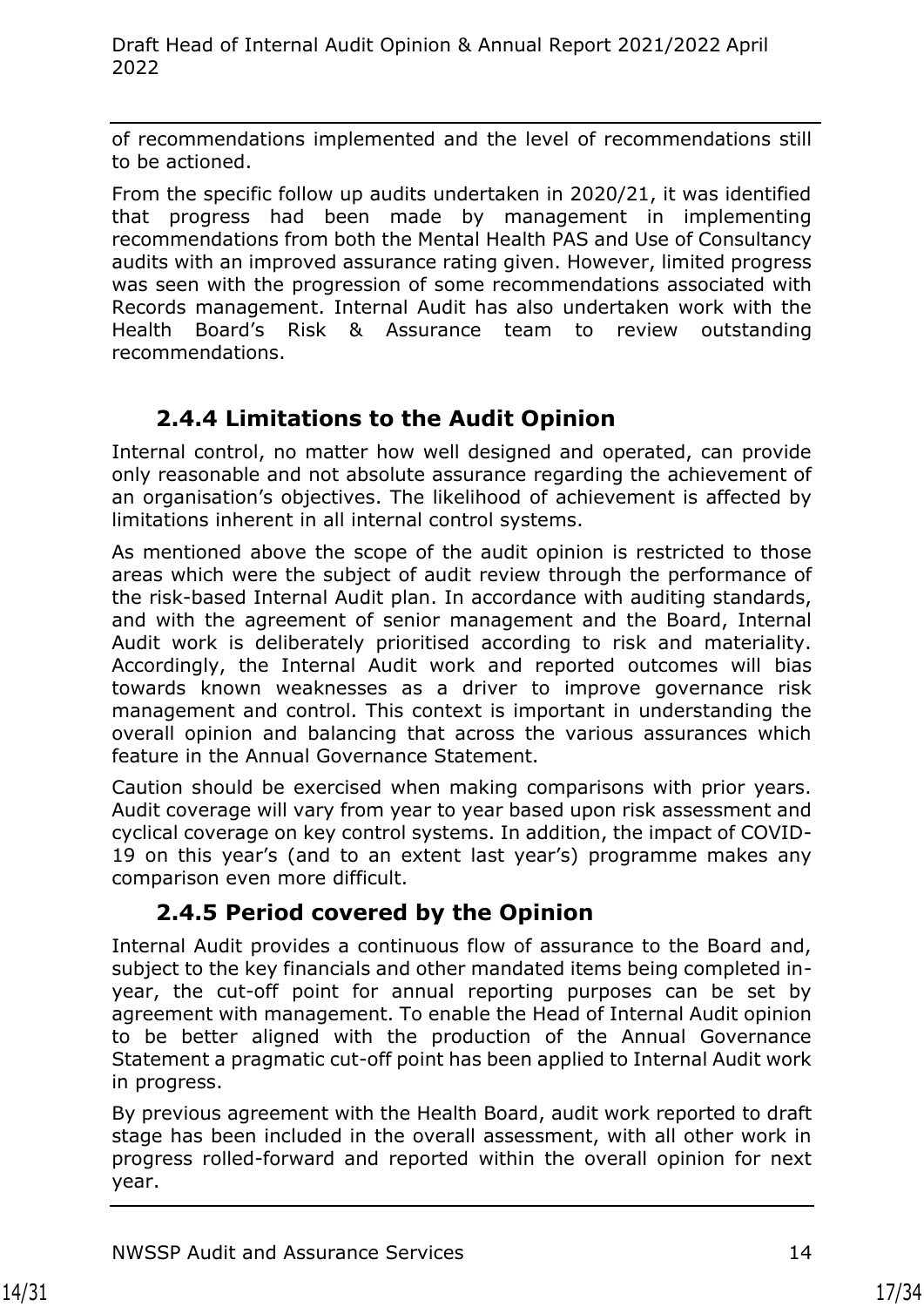of recommendations implemented and the level of recommendations still to be actioned.

From the specific follow up audits undertaken in 2020/21, it was identified that progress had been made by management in implementing recommendations from both the Mental Health PAS and Use of Consultancy audits with an improved assurance rating given. However, limited progress was seen with the progression of some recommendations associated with Records management. Internal Audit has also undertaken work with the Health Board's Risk & Assurance team to review outstanding recommendations.

### 2.4.4 Limitations to the Audit Opinion

Internal control, no matter how well designed and operated, can provide only reasonable and not absolute assurance regarding the achievement of an organisation's objectives. The likelihood of achievement is affected by limitations inherent in all internal control systems.

As mentioned above the scope of the audit opinion is restricted to those areas which were the subject of audit review through the performance of the risk-based Internal Audit plan. In accordance with auditing standards, and with the agreement of senior management and the Board, Internal Audit work is deliberately prioritised according to risk and materiality. Accordingly, the Internal Audit work and reported outcomes will bias towards known weaknesses as a driver to improve governance risk management and control. This context is important in understanding the overall opinion and balancing that across the various assurances which feature in the Annual Governance Statement.

Caution should be exercised when making comparisons with prior years. Audit coverage will vary from year to year based upon risk assessment and cyclical coverage on key control systems. In addition, the impact of COVID-19 on this year's (and to an extent last year's) programme makes any comparison even more difficult.

### 2.4.5 Period covered by the Opinion

Internal Audit provides a continuous flow of assurance to the Board and, subject to the key financials and other mandated items being completed in-year, the cut-off point for annual reporting purposes can be set by agreement with management. To enable the Head of Internal Audit opinion to be better aligned with the production of the Annual Governance Statement a pragmatic cut-off point has been applied to Internal Audit work in progress.

By previous agreement with the Health Board, audit work reported to draft stage has been included in the overall assessment, with all other work in progress rolled-forward and reported within the overall opinion for next year.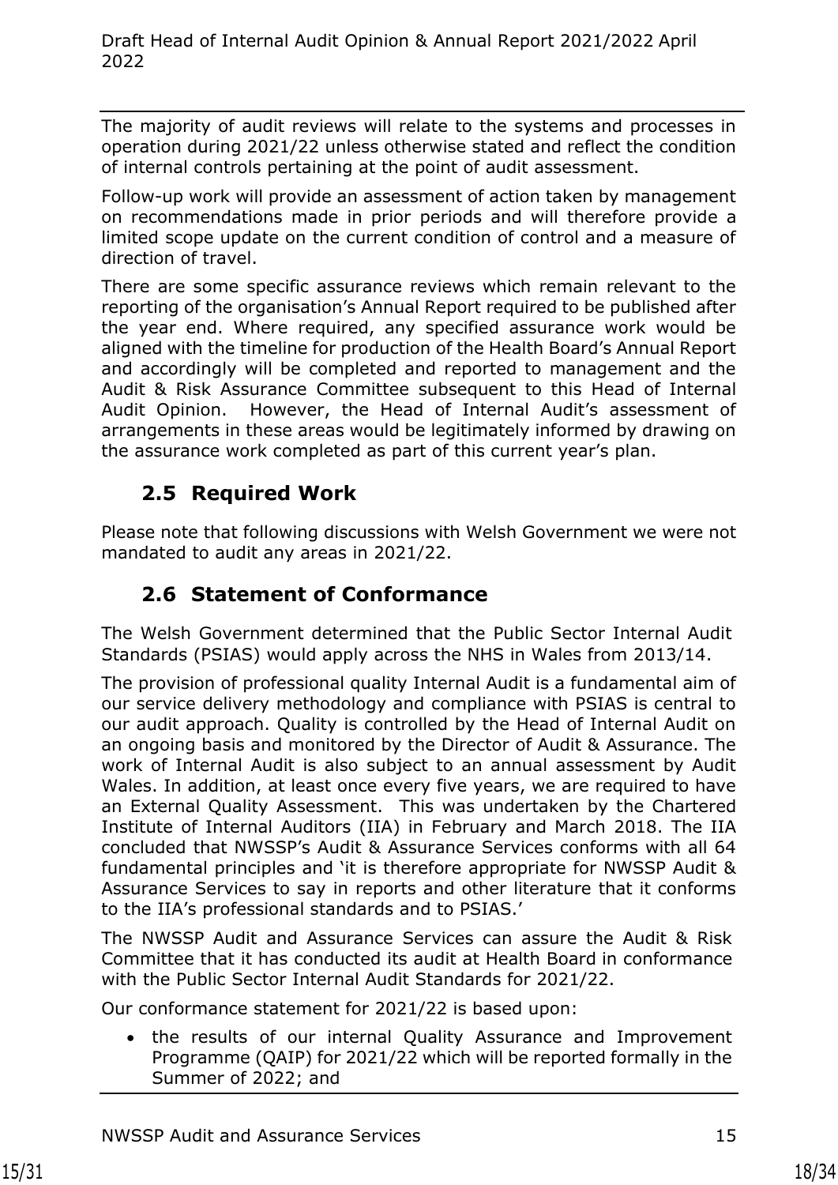The majority of audit reviews will relate to the systems and processes in operation during 2021/22 unless otherwise stated and reflect the condition of internal controls pertaining at the point of audit assessment.

Follow-up work will provide an assessment of action taken by management on recommendations made in prior periods and will therefore provide a limited scope update on the current condition of control and a measure of direction of travel.

There are some specific assurance reviews which remain relevant to the reporting of the organisation's Annual Report required to be published after the year end. Where required, any specified assurance work would be aligned with the timeline for production of the Health Board's Annual Report and accordingly will be completed and reported to management and the Audit & Risk Assurance Committee subsequent to this Head of Internal Audit Opinion. However, the Head of Internal Audit's assessment of arrangements in these areas would be legitimately informed by drawing on the assurance work completed as part of this current year's plan.

## 2.5 Required Work

Please note that following discussions with Welsh Government we were not mandated to audit any areas in 2021/22.

## 2.6 Statement of Conformance

The Welsh Government determined that the Public Sector Internal Audit Standards (PSIAS) would apply across the NHS in Wales from 2013/14.

The provision of professional quality Internal Audit is a fundamental aim of our service delivery methodology and compliance with PSIAS is central to our audit approach. Quality is controlled by the Head of Internal Audit on an ongoing basis and monitored by the Director of Audit & Assurance. The work of Internal Audit is also subject to an annual assessment by Audit Wales. In addition, at least once every five years, we are required to have an External Quality Assessment. This was undertaken by the Chartered Institute of Internal Auditors (IIA) in February and March 2018. The IIA concluded that NWSSP's Audit & Assurance Services conforms with all 64 fundamental principles and 'it is therefore appropriate for NWSSP Audit & Assurance Services to say in reports and other literature that it conforms to the IIA's professional standards and to PSIAS.'

The NWSSP Audit and Assurance Services can assure the Audit & Risk Committee that it has conducted its audit at Health Board in conformance with the Public Sector Internal Audit Standards for 2021/22.

Our conformance statement for 2021/22 is based upon:

- the results of our internal Quality Assurance and Improvement Programme (QAIP) for 2021/22 which will be reported formally in the Summer of 2022; and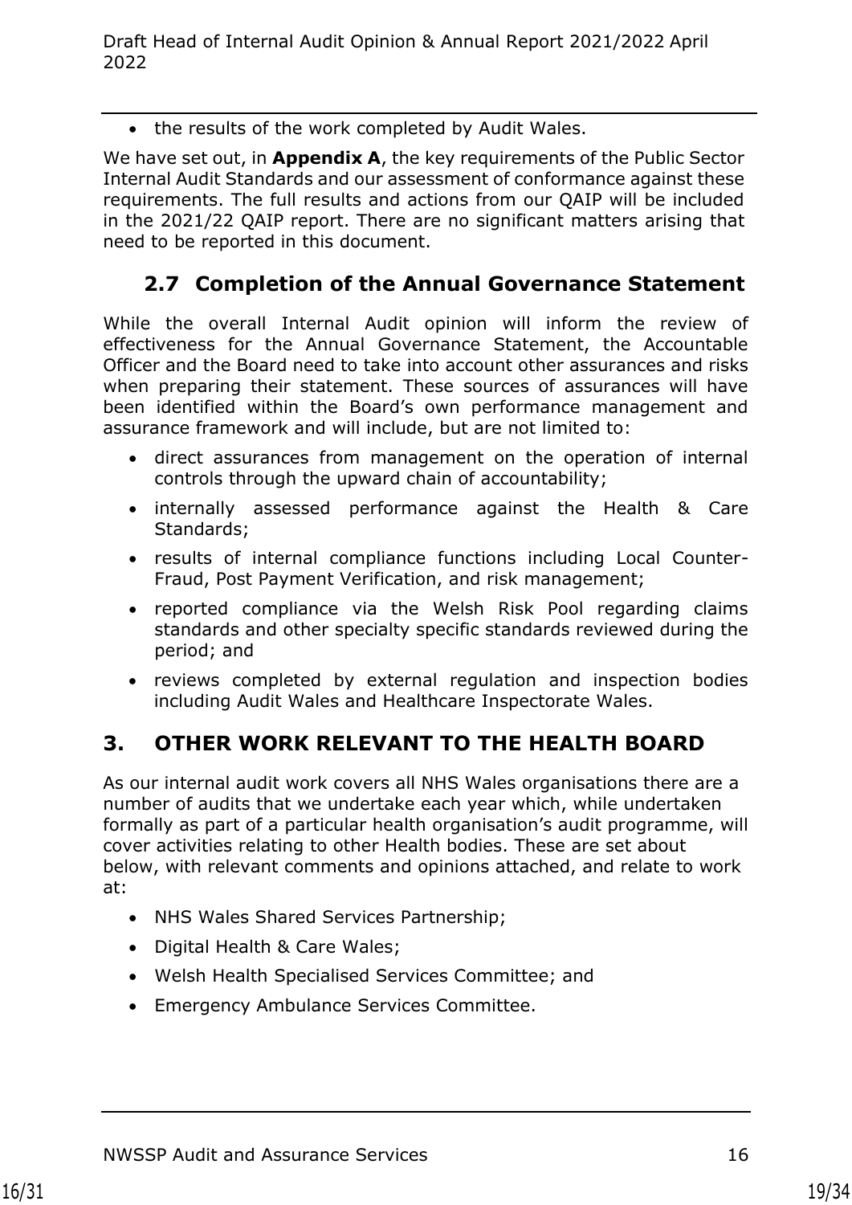- the results of the work completed by Audit Wales.

We have set out, in **Appendix A**, the key requirements of the Public Sector Internal Audit Standards and our assessment of conformance against these requirements. The full results and actions from our QAIP will be included in the 2021/22 QAIP report. There are no significant matters arising that need to be reported in this document.

## 2.7 Completion of the Annual Governance Statement

While the overall Internal Audit opinion will inform the review of effectiveness for the Annual Governance Statement, the Accountable Officer and the Board need to take into account other assurances and risks when preparing their statement. These sources of assurances will have been identified within the Board's own performance management and assurance framework and will include, but are not limited to:

- direct assurances from management on the operation of internal controls through the upward chain of accountability;
- internally assessed performance against the Health & Care Standards;
- results of internal compliance functions including Local Counter-Fraud, Post Payment Verification, and risk management;
- reported compliance via the Welsh Risk Pool regarding claims standards and other specialty specific standards reviewed during the period; and
- reviews completed by external regulation and inspection bodies including Audit Wales and Healthcare Inspectorate Wales.

# 3. OTHER WORK RELEVANT TO THE HEALTH BOARD

As our internal audit work covers all NHS Wales organisations there are a number of audits that we undertake each year which, while undertaken formally as part of a particular health organisation's audit programme, will cover activities relating to other Health bodies. These are set about below, with relevant comments and opinions attached, and relate to work at:

- NHS Wales Shared Services Partnership;
- Digital Health & Care Wales;
- Welsh Health Specialised Services Committee; and
- Emergency Ambulance Services Committee.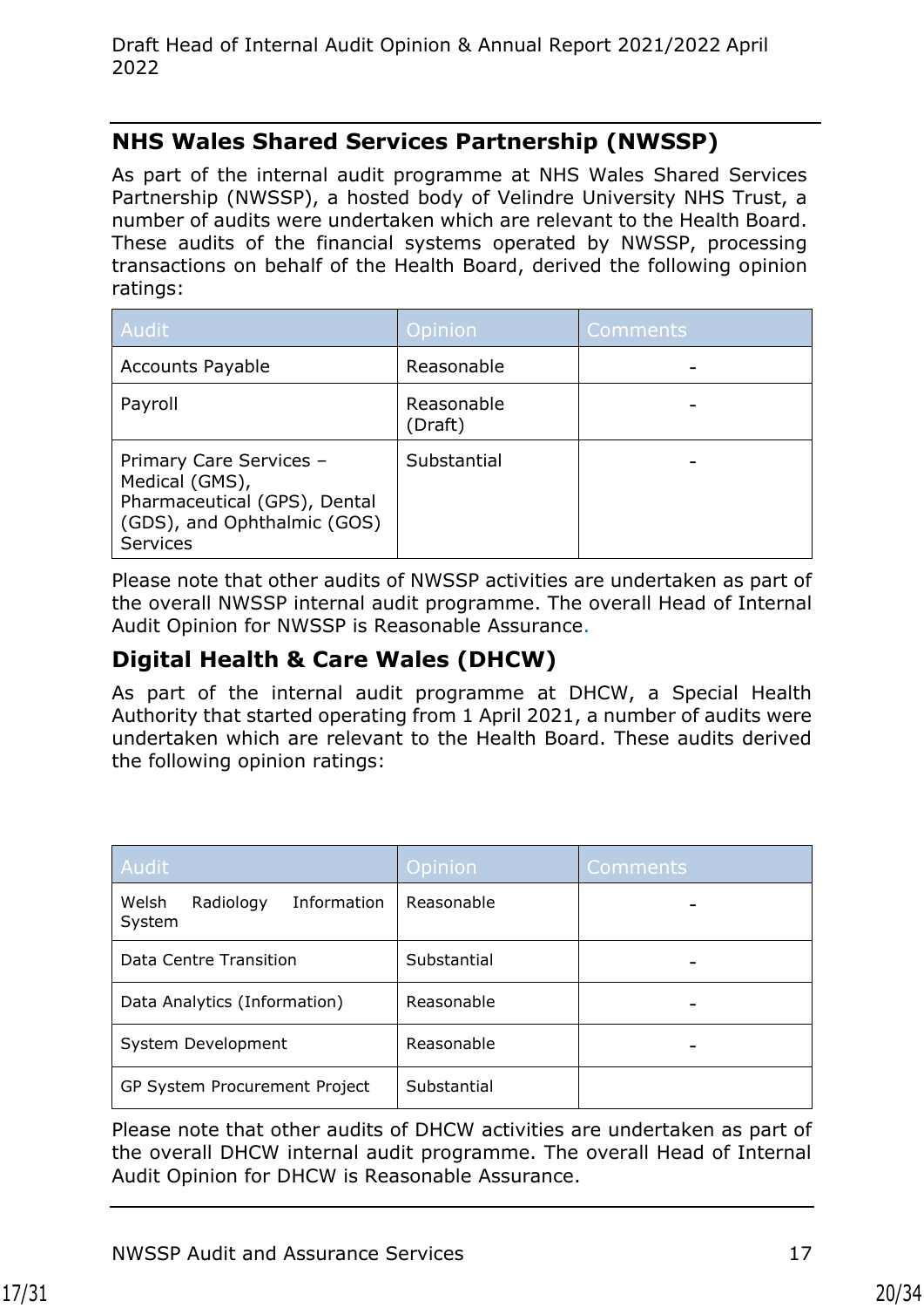## NHS Wales Shared Services Partnership (NWSSP)

As part of the internal audit programme at NHS Wales Shared Services Partnership (NWSSP), a hosted body of Velindre University NHS Trust, a number of audits were undertaken which are relevant to the Health Board. These audits of the financial systems operated by NWSSP, processing transactions on behalf of the Health Board, derived the following opinion ratings:

| Audit | Opinion | Comments |
|---|---|---|
| Accounts Payable | Reasonable | - |
| Payroll | Reasonable (Draft) | - |
| Primary Care Services – Medical (GMS), Pharmaceutical (GPS), Dental (GDS), and Ophthalmic (GOS) Services | Substantial | - |

Please note that other audits of NWSSP activities are undertaken as part of the overall NWSSP internal audit programme. The overall Head of Internal Audit Opinion for NWSSP is Reasonable Assurance.

## Digital Health & Care Wales (DHCW)

As part of the internal audit programme at DHCW, a Special Health Authority that started operating from 1 April 2021, a number of audits were undertaken which are relevant to the Health Board. These audits derived the following opinion ratings:

| Audit | Opinion | Comments |
|---|---|---|
| Welsh Radiology Information System | Reasonable | - |
| Data Centre Transition | Substantial | - |
| Data Analytics (Information) | Reasonable | - |
| System Development | Reasonable | - |
| GP System Procurement Project | Substantial | |

Please note that other audits of DHCW activities are undertaken as part of the overall DHCW internal audit programme. The overall Head of Internal Audit Opinion for DHCW is Reasonable Assurance.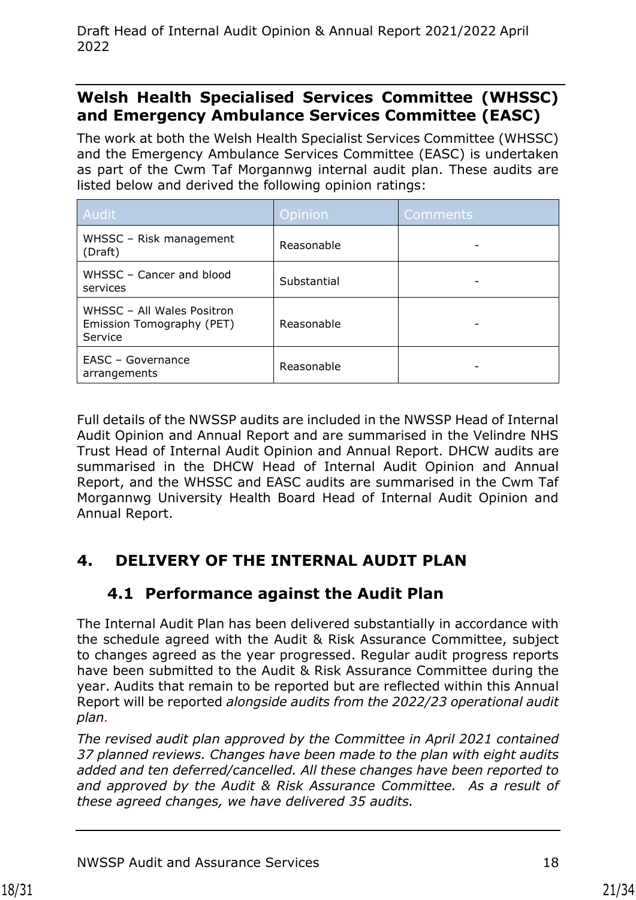## Welsh Health Specialised Services Committee (WHSSC) and Emergency Ambulance Services Committee (EASC)

The work at both the Welsh Health Specialist Services Committee (WHSSC) and the Emergency Ambulance Services Committee (EASC) is undertaken as part of the Cwm Taf Morgannwg internal audit plan. These audits are listed below and derived the following opinion ratings:

| Audit | Opinion | Comments |
|---|---|---|
| WHSSC – Risk management (Draft) | Reasonable | - |
| WHSSC – Cancer and blood services | Substantial | - |
| WHSSC – All Wales Positron Emission Tomography (PET) Service | Reasonable | - |
| EASC – Governance arrangements | Reasonable | - |

Full details of the NWSSP audits are included in the NWSSP Head of Internal Audit Opinion and Annual Report and are summarised in the Velindre NHS Trust Head of Internal Audit Opinion and Annual Report. DHCW audits are summarised in the DHCW Head of Internal Audit Opinion and Annual Report, and the WHSSC and EASC audits are summarised in the Cwm Taf Morgannwg University Health Board Head of Internal Audit Opinion and Annual Report.

# 4. DELIVERY OF THE INTERNAL AUDIT PLAN

## 4.1 Performance against the Audit Plan

The Internal Audit Plan has been delivered substantially in accordance with the schedule agreed with the Audit & Risk Assurance Committee, subject to changes agreed as the year progressed. Regular audit progress reports have been submitted to the Audit & Risk Assurance Committee during the year. Audits that remain to be reported but are reflected within this Annual Report will be reported *alongside audits from the 2022/23 operational audit plan.*

*The revised audit plan approved by the Committee in April 2021 contained 37 planned reviews. Changes have been made to the plan with eight audits added and ten deferred/cancelled. All these changes have been reported to and approved by the Audit & Risk Assurance Committee. As a result of these agreed changes, we have delivered 35 audits.*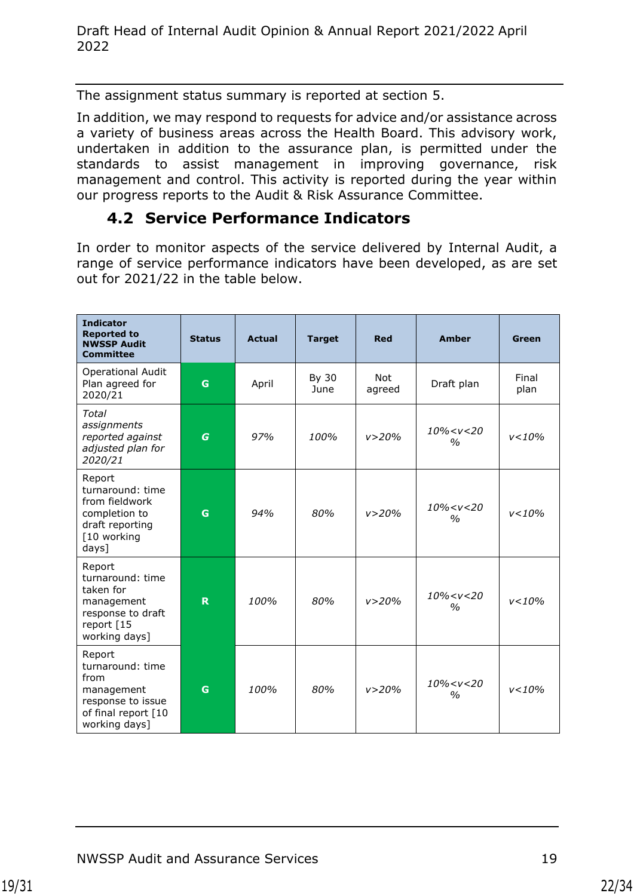The assignment status summary is reported at section 5.

In addition, we may respond to requests for advice and/or assistance across a variety of business areas across the Health Board. This advisory work, undertaken in addition to the assurance plan, is permitted under the standards to assist management in improving governance, risk management and control. This activity is reported during the year within our progress reports to the Audit & Risk Assurance Committee.

## 4.2 Service Performance Indicators

In order to monitor aspects of the service delivered by Internal Audit, a range of service performance indicators have been developed, as are set out for 2021/22 in the table below.

| Indicator Reported to NWSSP Audit Committee | Status | Actual | Target | Red | Amber | Green |
|---|---|---|---|---|---|---|
| Operational Audit Plan agreed for 2020/21 | G | April | By 30 June | Not agreed | Draft plan | Final plan |
| *Total assignments reported against adjusted plan for 2020/21* | *G* | *97%* | *100%* | *v>20%* | *10%<v<20 %* | *v<10%* |
| Report turnaround: time from fieldwork completion to draft reporting [10 working days] | G | *94%* | *80%* | *v>20%* | *10%<v<20 %* | *v<10%* |
| Report turnaround: time taken for management response to draft report [15 working days] | R | *100%* | *80%* | *v>20%* | *10%<v<20 %* | *v<10%* |
| Report turnaround: time from management response to issue of final report [10 working days] | G | *100%* | *80%* | *v>20%* | *10%<v<20 %* | *v<10%* |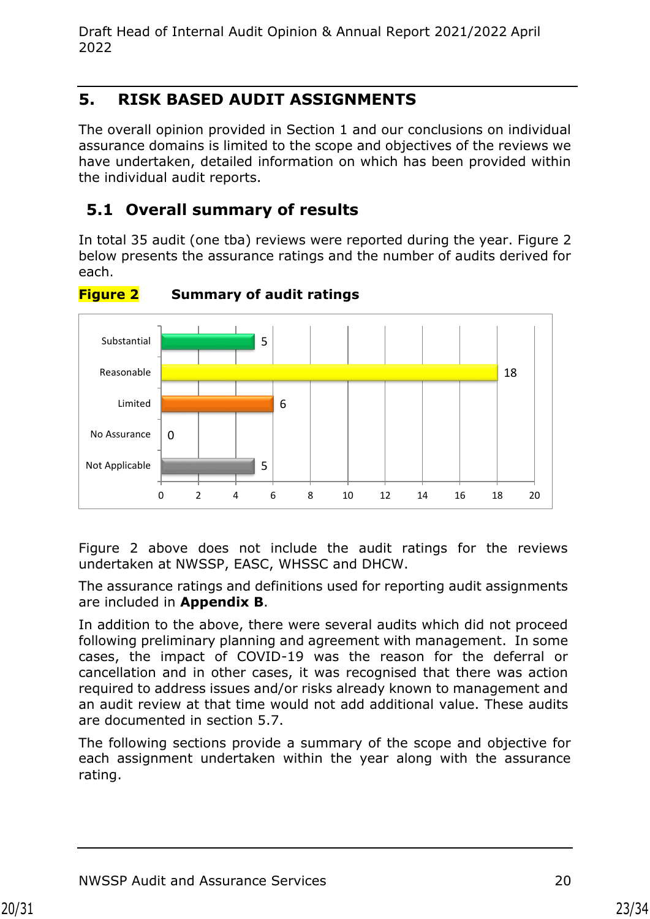## 5. RISK BASED AUDIT ASSIGNMENTS

The overall opinion provided in Section 1 and our conclusions on individual assurance domains is limited to the scope and objectives of the reviews we have undertaken, detailed information on which has been provided within the individual audit reports.

### 5.1 Overall summary of results

In total 35 audit (one tba) reviews were reported during the year. Figure 2 below presents the assurance ratings and the number of audits derived for each.

**Figure 2 Summary of audit ratings**

| Rating | Number of audits |
|---|---|
| Substantial | 5 |
| Reasonable | 18 |
| Limited | 6 |
| No Assurance | 0 |
| Not Applicable | 5 |

Figure 2 above does not include the audit ratings for the reviews undertaken at NWSSP, EASC, WHSSC and DHCW.

The assurance ratings and definitions used for reporting audit assignments are included in **Appendix B**.

In addition to the above, there were several audits which did not proceed following preliminary planning and agreement with management. In some cases, the impact of COVID-19 was the reason for the deferral or cancellation and in other cases, it was recognised that there was action required to address issues and/or risks already known to management and an audit review at that time would not add additional value. These audits are documented in section 5.7.

The following sections provide a summary of the scope and objective for each assignment undertaken within the year along with the assurance rating.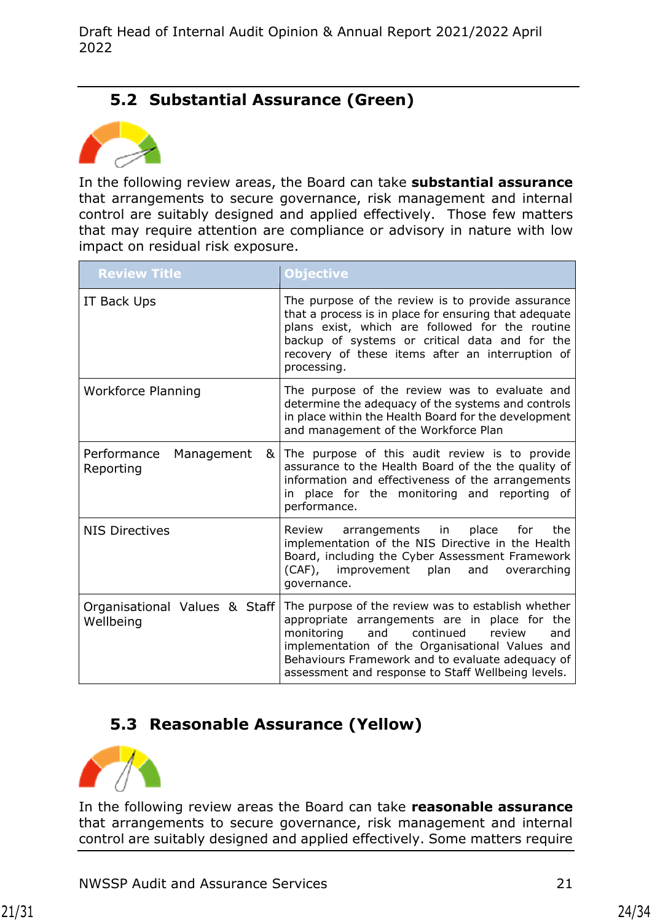## 5.2 Substantial Assurance (Green)

In the following review areas, the Board can take **substantial assurance** that arrangements to secure governance, risk management and internal control are suitably designed and applied effectively. Those few matters that may require attention are compliance or advisory in nature with low impact on residual risk exposure.

| Review Title | Objective |
|---|---|
| IT Back Ups | The purpose of the review is to provide assurance that a process is in place for ensuring that adequate plans exist, which are followed for the routine backup of systems or critical data and for the recovery of these items after an interruption of processing. |
| Workforce Planning | The purpose of the review was to evaluate and determine the adequacy of the systems and controls in place within the Health Board for the development and management of the Workforce Plan |
| Performance Management & Reporting | The purpose of this audit review is to provide assurance to the Health Board of the the quality of information and effectiveness of the arrangements in place for the monitoring and reporting of performance. |
| NIS Directives | Review arrangements in place for the implementation of the NIS Directive in the Health Board, including the Cyber Assessment Framework (CAF), improvement plan and overarching governance. |
| Organisational Values & Staff Wellbeing | The purpose of the review was to establish whether appropriate arrangements are in place for the monitoring and continued review and implementation of the Organisational Values and Behaviours Framework and to evaluate adequacy of assessment and response to Staff Wellbeing levels. |

## 5.3 Reasonable Assurance (Yellow)

In the following review areas the Board can take **reasonable assurance** that arrangements to secure governance, risk management and internal control are suitably designed and applied effectively. Some matters require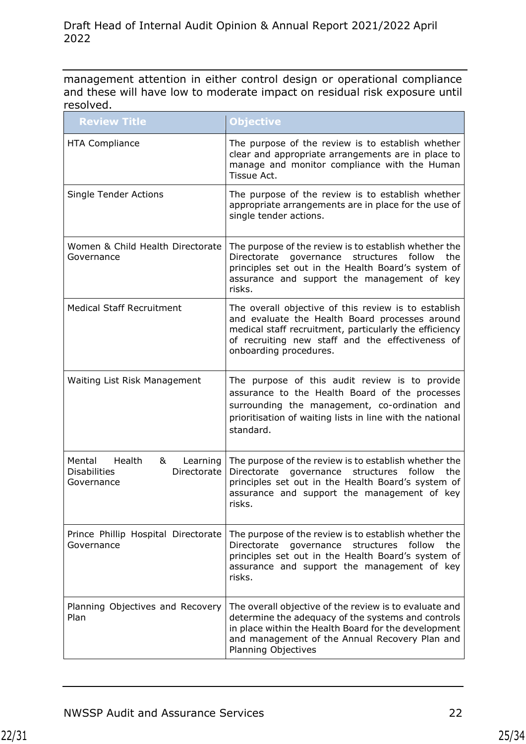management attention in either control design or operational compliance and these will have low to moderate impact on residual risk exposure until resolved.

| Review Title | Objective |
|---|---|
| HTA Compliance | The purpose of the review is to establish whether clear and appropriate arrangements are in place to manage and monitor compliance with the Human Tissue Act. |
| Single Tender Actions | The purpose of the review is to establish whether appropriate arrangements are in place for the use of single tender actions. |
| Women & Child Health Directorate Governance | The purpose of the review is to establish whether the Directorate governance structures follow the principles set out in the Health Board's system of assurance and support the management of key risks. |
| Medical Staff Recruitment | The overall objective of this review is to establish and evaluate the Health Board processes around medical staff recruitment, particularly the efficiency of recruiting new staff and the effectiveness of onboarding procedures. |
| Waiting List Risk Management | The purpose of this audit review is to provide assurance to the Health Board of the processes surrounding the management, co-ordination and prioritisation of waiting lists in line with the national standard. |
| Mental Health & Learning Disabilities Directorate Governance | The purpose of the review is to establish whether the Directorate governance structures follow the principles set out in the Health Board's system of assurance and support the management of key risks. |
| Prince Phillip Hospital Directorate Governance | The purpose of the review is to establish whether the Directorate governance structures follow the principles set out in the Health Board's system of assurance and support the management of key risks. |
| Planning Objectives and Recovery Plan | The overall objective of the review is to evaluate and determine the adequacy of the systems and controls in place within the Health Board for the development and management of the Annual Recovery Plan and Planning Objectives |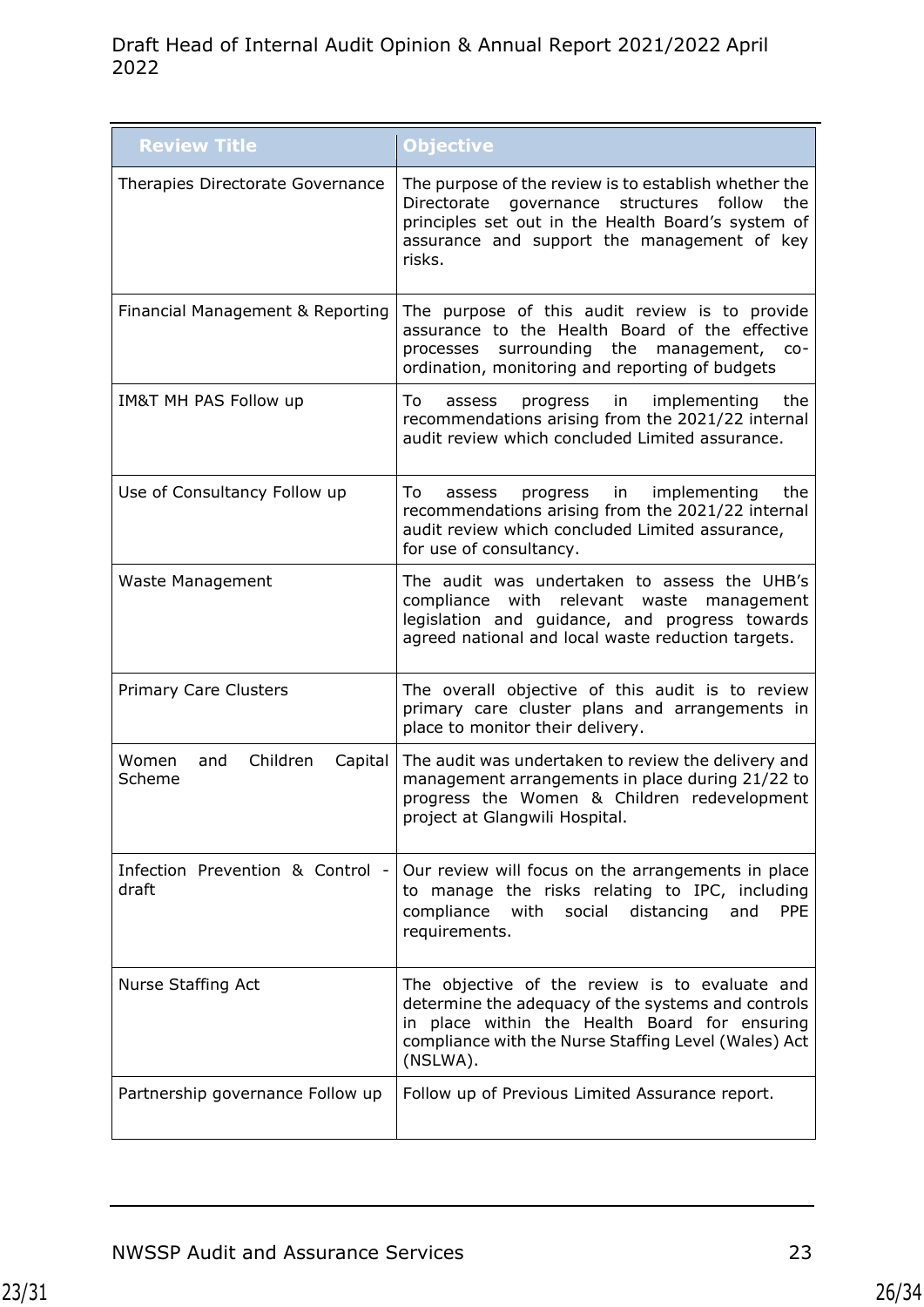| Review Title | Objective |
|---|---|
| Therapies Directorate Governance | The purpose of the review is to establish whether the Directorate governance structures follow the principles set out in the Health Board's system of assurance and support the management of key risks. |
| Financial Management & Reporting | The purpose of this audit review is to provide assurance to the Health Board of the effective processes surrounding the management, co-ordination, monitoring and reporting of budgets |
| IM&T MH PAS Follow up | To assess progress in implementing the recommendations arising from the 2021/22 internal audit review which concluded Limited assurance. |
| Use of Consultancy Follow up | To assess progress in implementing the recommendations arising from the 2021/22 internal audit review which concluded Limited assurance, for use of consultancy. |
| Waste Management | The audit was undertaken to assess the UHB's compliance with relevant waste management legislation and guidance, and progress towards agreed national and local waste reduction targets. |
| Primary Care Clusters | The overall objective of this audit is to review primary care cluster plans and arrangements in place to monitor their delivery. |
| Women and Children Capital Scheme | The audit was undertaken to review the delivery and management arrangements in place during 21/22 to progress the Women & Children redevelopment project at Glangwili Hospital. |
| Infection Prevention & Control - draft | Our review will focus on the arrangements in place to manage the risks relating to IPC, including compliance with social distancing and PPE requirements. |
| Nurse Staffing Act | The objective of the review is to evaluate and determine the adequacy of the systems and controls in place within the Health Board for ensuring compliance with the Nurse Staffing Level (Wales) Act (NSLWA). |
| Partnership governance Follow up | Follow up of Previous Limited Assurance report. |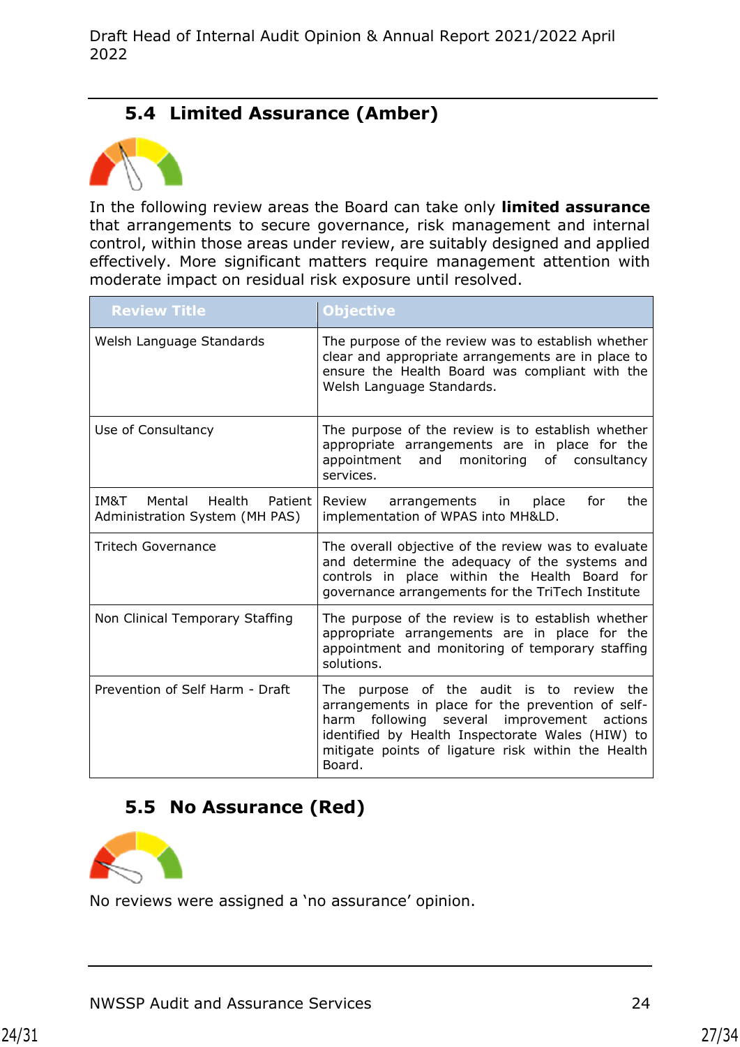## 5.4 Limited Assurance (Amber)

In the following review areas the Board can take only **limited assurance** that arrangements to secure governance, risk management and internal control, within those areas under review, are suitably designed and applied effectively. More significant matters require management attention with moderate impact on residual risk exposure until resolved.

| Review Title | Objective |
|---|---|
| Welsh Language Standards | The purpose of the review was to establish whether clear and appropriate arrangements are in place to ensure the Health Board was compliant with the Welsh Language Standards. |
| Use of Consultancy | The purpose of the review is to establish whether appropriate arrangements are in place for the appointment and monitoring of consultancy services. |
| IM&T Mental Health Patient Administration System (MH PAS) | Review arrangements in place for the implementation of WPAS into MH&LD. |
| Tritech Governance | The overall objective of the review was to evaluate and determine the adequacy of the systems and controls in place within the Health Board for governance arrangements for the TriTech Institute |
| Non Clinical Temporary Staffing | The purpose of the review is to establish whether appropriate arrangements are in place for the appointment and monitoring of temporary staffing solutions. |
| Prevention of Self Harm - Draft | The purpose of the audit is to review the arrangements in place for the prevention of self-harm following several improvement actions identified by Health Inspectorate Wales (HIW) to mitigate points of ligature risk within the Health Board. |

## 5.5 No Assurance (Red)

No reviews were assigned a 'no assurance' opinion.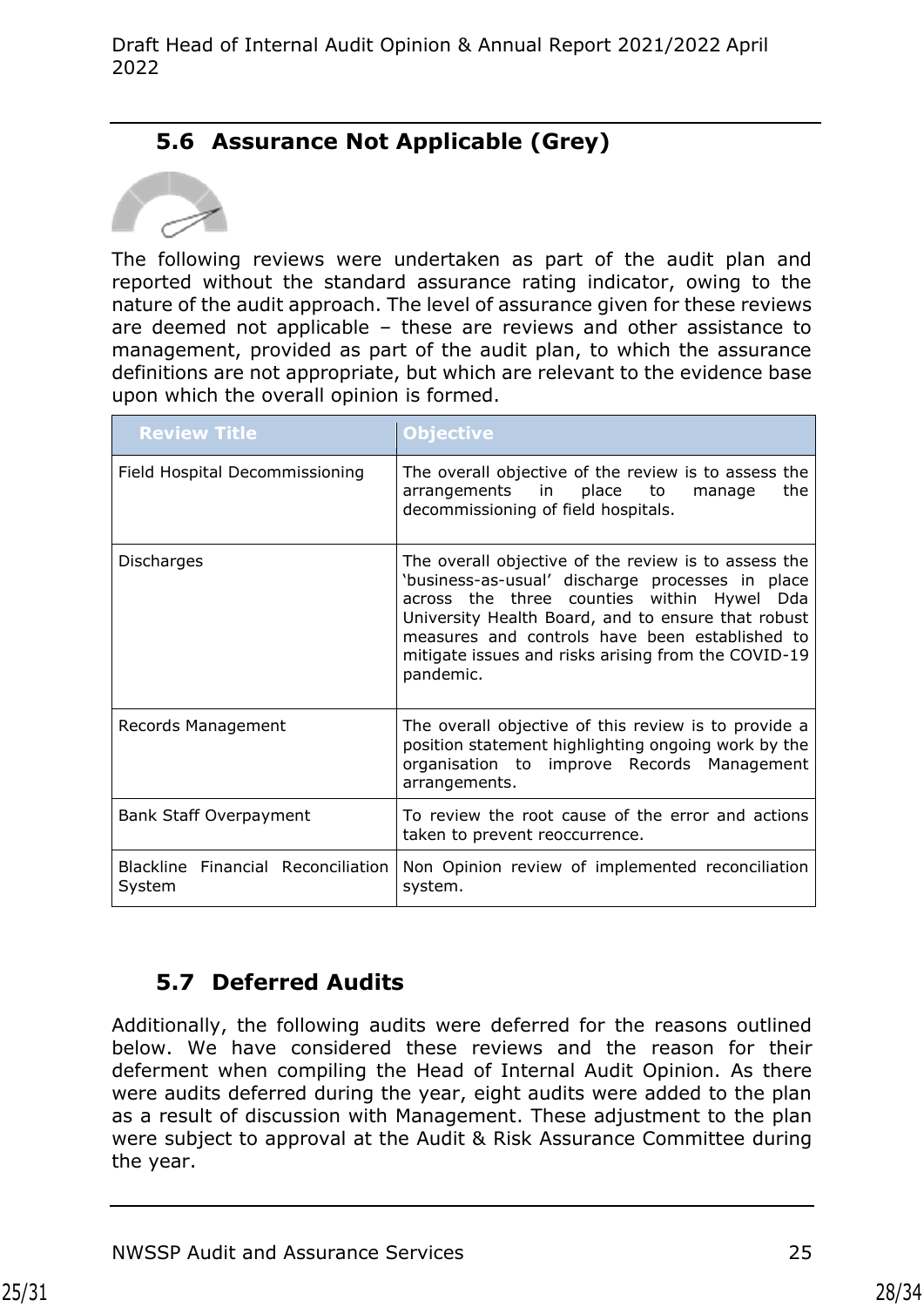## 5.6 Assurance Not Applicable (Grey)

The following reviews were undertaken as part of the audit plan and reported without the standard assurance rating indicator, owing to the nature of the audit approach. The level of assurance given for these reviews are deemed not applicable – these are reviews and other assistance to management, provided as part of the audit plan, to which the assurance definitions are not appropriate, but which are relevant to the evidence base upon which the overall opinion is formed.

| Review Title | Objective |
|---|---|
| Field Hospital Decommissioning | The overall objective of the review is to assess the arrangements in place to manage the decommissioning of field hospitals. |
| Discharges | The overall objective of the review is to assess the 'business-as-usual' discharge processes in place across the three counties within Hywel Dda University Health Board, and to ensure that robust measures and controls have been established to mitigate issues and risks arising from the COVID-19 pandemic. |
| Records Management | The overall objective of this review is to provide a position statement highlighting ongoing work by the organisation to improve Records Management arrangements. |
| Bank Staff Overpayment | To review the root cause of the error and actions taken to prevent reoccurrence. |
| Blackline Financial Reconciliation System | Non Opinion review of implemented reconciliation system. |

## 5.7 Deferred Audits

Additionally, the following audits were deferred for the reasons outlined below. We have considered these reviews and the reason for their deferment when compiling the Head of Internal Audit Opinion. As there were audits deferred during the year, eight audits were added to the plan as a result of discussion with Management. These adjustment to the plan were subject to approval at the Audit & Risk Assurance Committee during the year.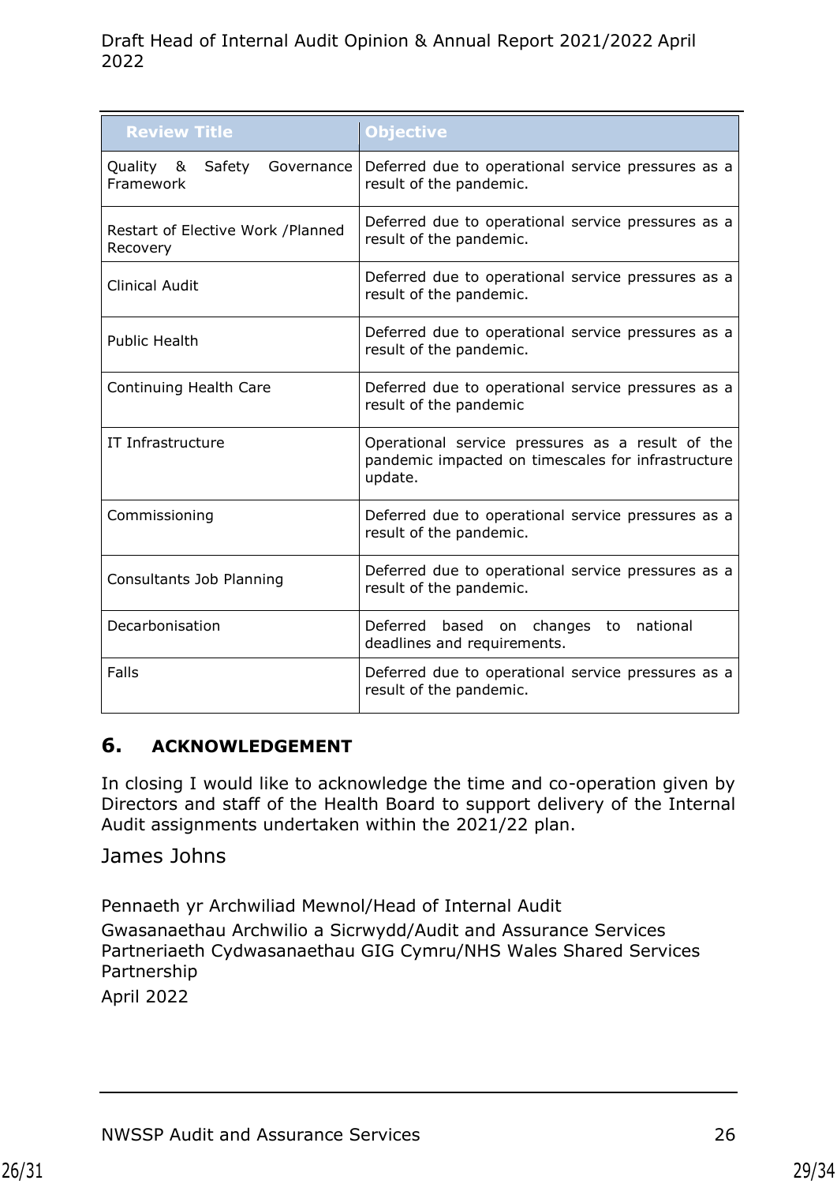| Review Title | Objective |
|---|---|
| Quality & Safety Governance Framework | Deferred due to operational service pressures as a result of the pandemic. |
| Restart of Elective Work /Planned Recovery | Deferred due to operational service pressures as a result of the pandemic. |
| Clinical Audit | Deferred due to operational service pressures as a result of the pandemic. |
| Public Health | Deferred due to operational service pressures as a result of the pandemic. |
| Continuing Health Care | Deferred due to operational service pressures as a result of the pandemic |
| IT Infrastructure | Operational service pressures as a result of the pandemic impacted on timescales for infrastructure update. |
| Commissioning | Deferred due to operational service pressures as a result of the pandemic. |
| Consultants Job Planning | Deferred due to operational service pressures as a result of the pandemic. |
| Decarbonisation | Deferred based on changes to national deadlines and requirements. |
| Falls | Deferred due to operational service pressures as a result of the pandemic. |

## 6. ACKNOWLEDGEMENT

In closing I would like to acknowledge the time and co-operation given by Directors and staff of the Health Board to support delivery of the Internal Audit assignments undertaken within the 2021/22 plan.

James Johns

Pennaeth yr Archwiliad Mewnol/Head of Internal Audit

Gwasanaethau Archwilio a Sicrwydd/Audit and Assurance Services
Partneriaeth Cydwasanaethau GIG Cymru/NHS Wales Shared Services Partnership

April 2022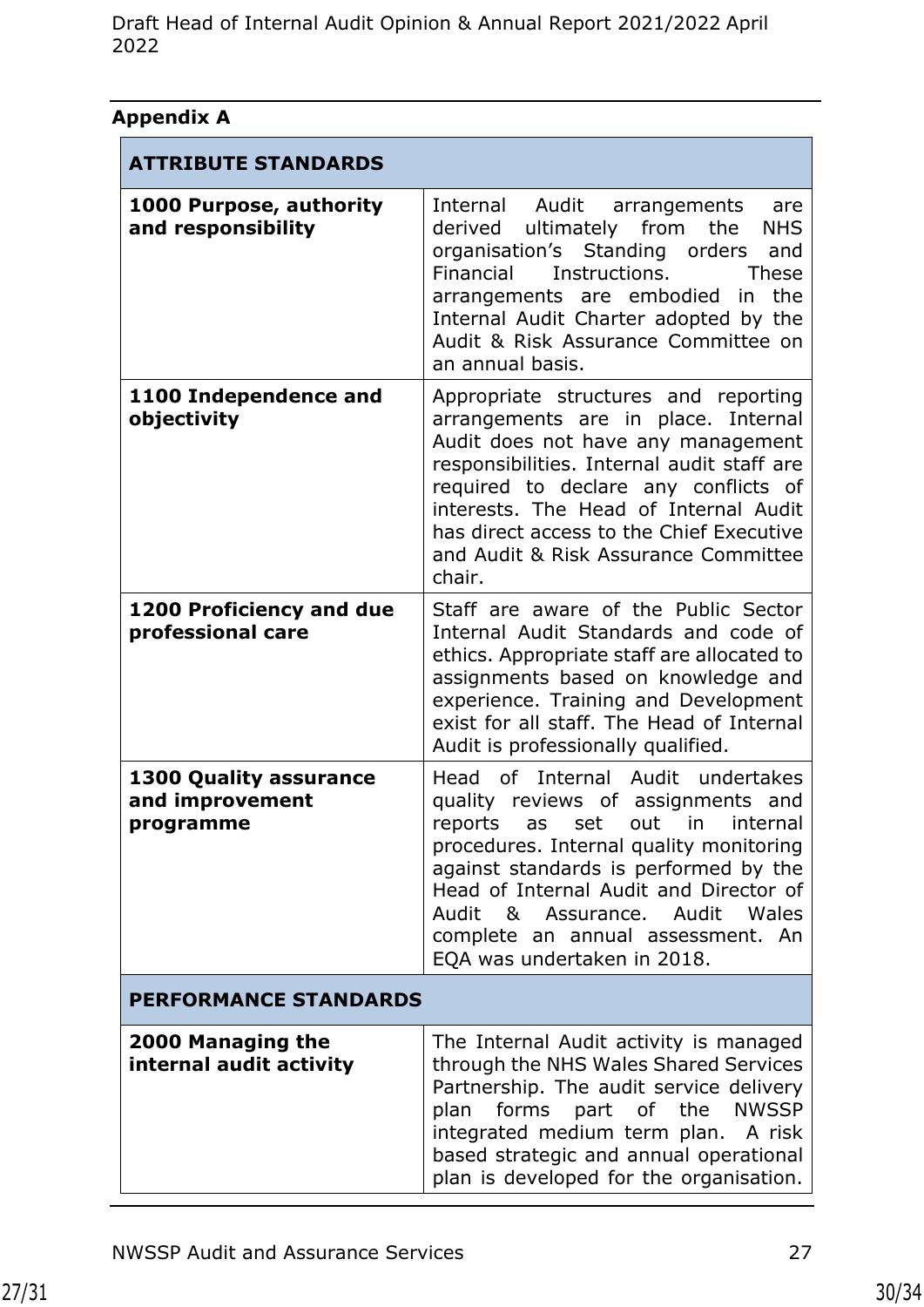## Appendix A

| ATTRIBUTE STANDARDS | |
|---|---|
| **1000 Purpose, authority and responsibility** | Internal Audit arrangements are derived ultimately from the NHS organisation's Standing orders and Financial Instructions. These arrangements are embodied in the Internal Audit Charter adopted by the Audit & Risk Assurance Committee on an annual basis. |
| **1100 Independence and objectivity** | Appropriate structures and reporting arrangements are in place. Internal Audit does not have any management responsibilities. Internal audit staff are required to declare any conflicts of interests. The Head of Internal Audit has direct access to the Chief Executive and Audit & Risk Assurance Committee chair. |
| **1200 Proficiency and due professional care** | Staff are aware of the Public Sector Internal Audit Standards and code of ethics. Appropriate staff are allocated to assignments based on knowledge and experience. Training and Development exist for all staff. The Head of Internal Audit is professionally qualified. |
| **1300 Quality assurance and improvement programme** | Head of Internal Audit undertakes quality reviews of assignments and reports as set out in internal procedures. Internal quality monitoring against standards is performed by the Head of Internal Audit and Director of Audit & Assurance. Audit Wales complete an annual assessment. An EQA was undertaken in 2018. |
| **PERFORMANCE STANDARDS** | |
| **2000 Managing the internal audit activity** | The Internal Audit activity is managed through the NHS Wales Shared Services Partnership. The audit service delivery plan forms part of the NWSSP integrated medium term plan. A risk based strategic and annual operational plan is developed for the organisation. |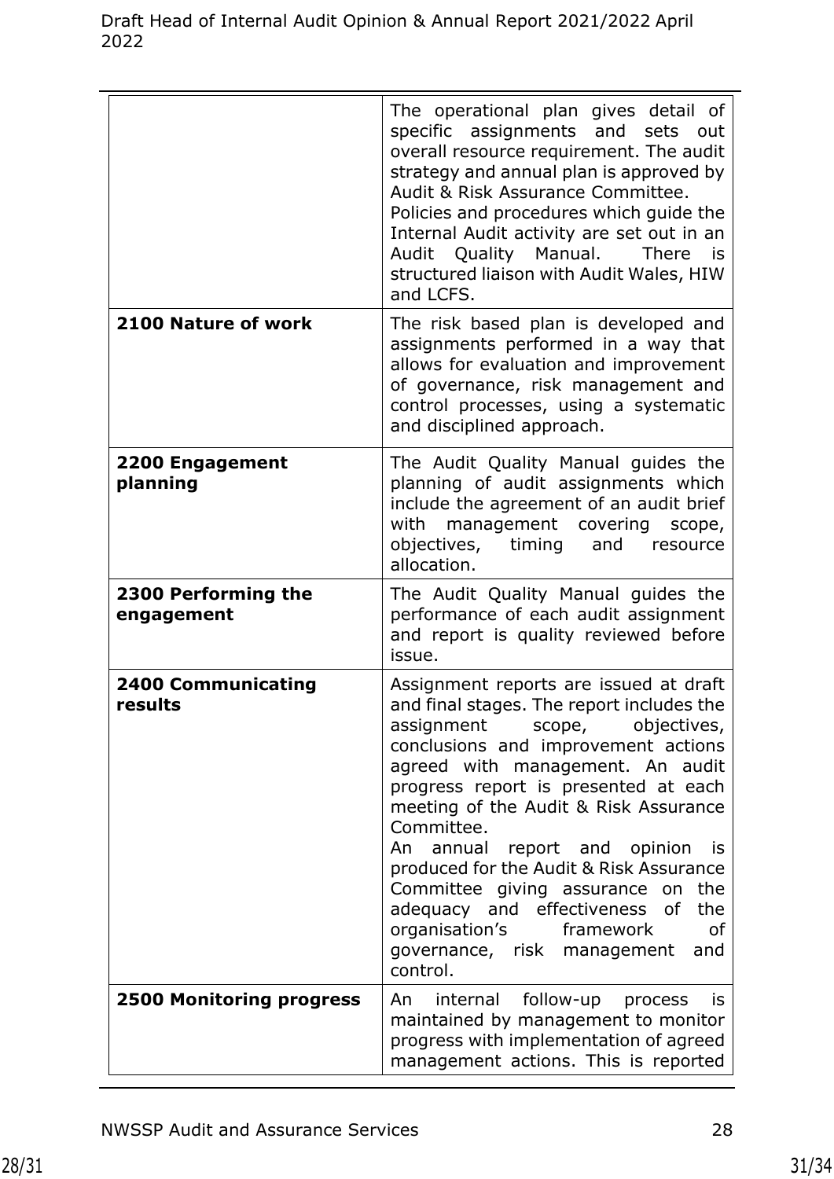|  |  |
|---|---|
|  | The operational plan gives detail of specific assignments and sets out overall resource requirement. The audit strategy and annual plan is approved by Audit & Risk Assurance Committee.<br>Policies and procedures which guide the Internal Audit activity are set out in an Audit Quality Manual. There is structured liaison with Audit Wales, HIW and LCFS. |
| **2100 Nature of work** | The risk based plan is developed and assignments performed in a way that allows for evaluation and improvement of governance, risk management and control processes, using a systematic and disciplined approach. |
| **2200 Engagement planning** | The Audit Quality Manual guides the planning of audit assignments which include the agreement of an audit brief with management covering scope, objectives, timing and resource allocation. |
| **2300 Performing the engagement** | The Audit Quality Manual guides the performance of each audit assignment and report is quality reviewed before issue. |
| **2400 Communicating results** | Assignment reports are issued at draft and final stages. The report includes the assignment scope, objectives, conclusions and improvement actions agreed with management. An audit progress report is presented at each meeting of the Audit & Risk Assurance Committee.<br>An annual report and opinion is produced for the Audit & Risk Assurance Committee giving assurance on the adequacy and effectiveness of the organisation's framework of governance, risk management and control. |
| **2500 Monitoring progress** | An internal follow-up process is maintained by management to monitor progress with implementation of agreed management actions. This is reported |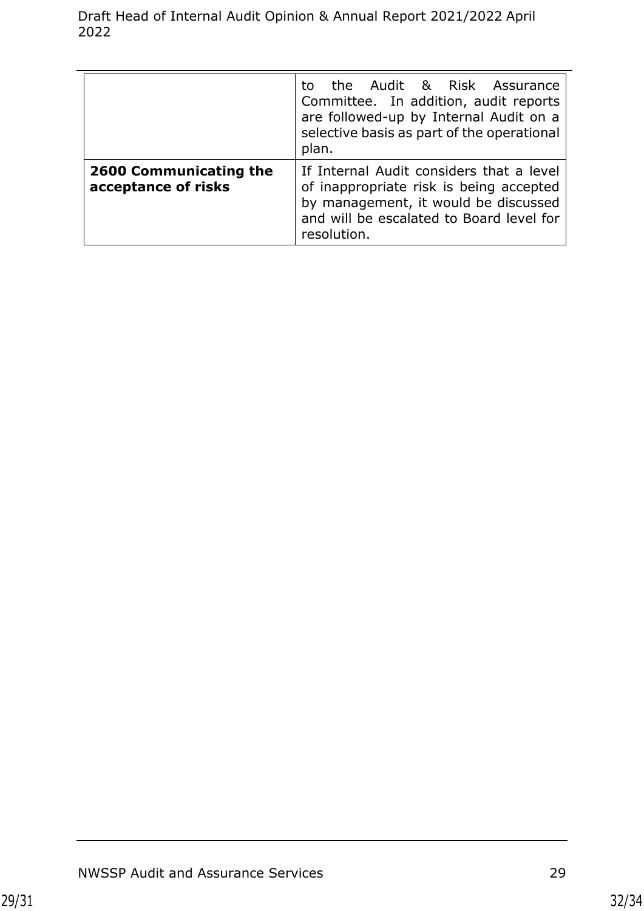| | |
|---|---|
| | to the Audit & Risk Assurance Committee. In addition, audit reports are followed-up by Internal Audit on a selective basis as part of the operational plan. |
| **2600 Communicating the acceptance of risks** | If Internal Audit considers that a level of inappropriate risk is being accepted by management, it would be discussed and will be escalated to Board level for resolution. |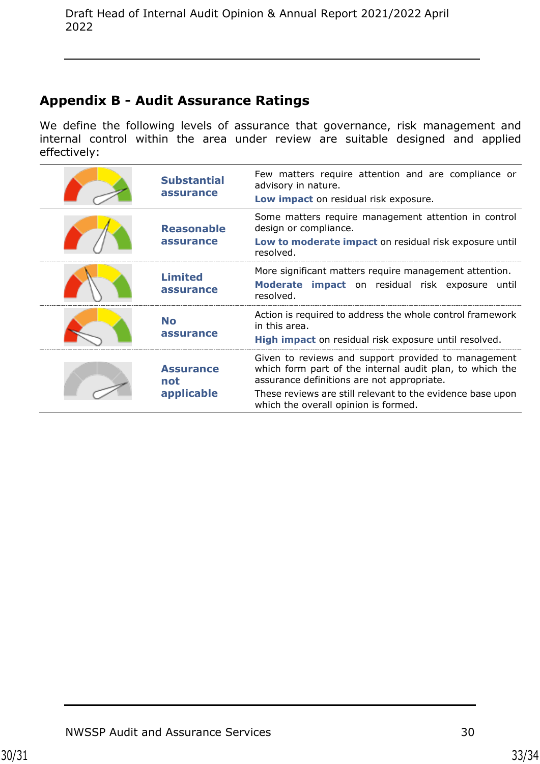## Appendix B - Audit Assurance Ratings

We define the following levels of assurance that governance, risk management and internal control within the area under review are suitable designed and applied effectively:

| | | |
|---|---|---|
| | **Substantial assurance** | Few matters require attention and are compliance or advisory in nature.<br>**Low impact** on residual risk exposure. |
| | **Reasonable assurance** | Some matters require management attention in control design or compliance.<br>**Low to moderate impact** on residual risk exposure until resolved. |
| | **Limited assurance** | More significant matters require management attention.<br>**Moderate impact** on residual risk exposure until resolved. |
| | **No assurance** | Action is required to address the whole control framework in this area.<br>**High impact** on residual risk exposure until resolved. |
| | **Assurance not applicable** | Given to reviews and support provided to management which form part of the internal audit plan, to which the assurance definitions are not appropriate.<br>These reviews are still relevant to the evidence base upon which the overall opinion is formed. |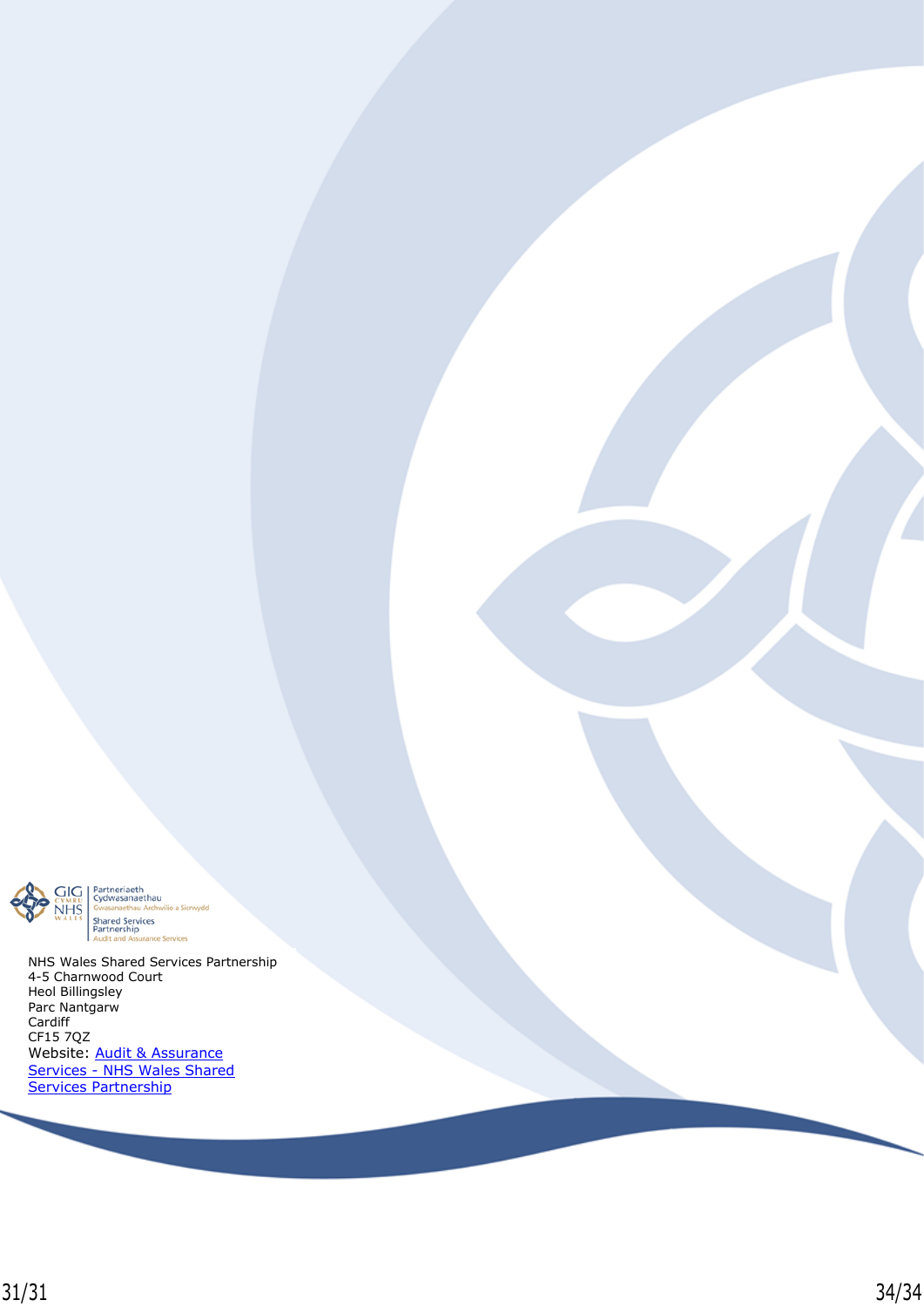Partneriaeth Cydwasanaethau
Gwasanaethau Archwilio a Sicrwydd
Shared Services Partnership
Audit and Assurance Services

NHS Wales Shared Services Partnership
4-5 Charnwood Court
Heol Billingsley
Parc Nantgarw
Cardiff
CF15 7QZ
Website: Audit & Assurance Services - NHS Wales Shared Services Partnership